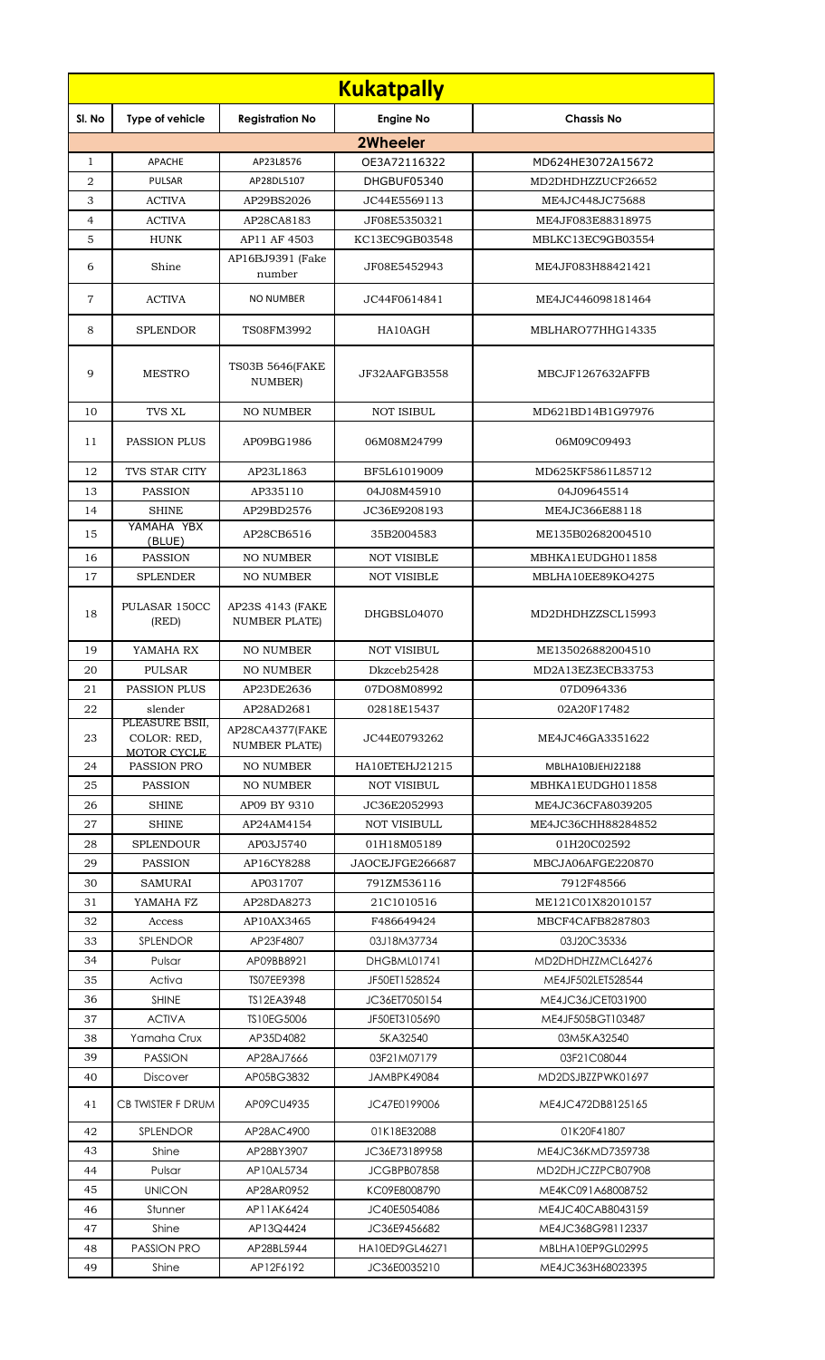# Kukatpally

| Sl. No | Type of vehicle | Registration No | Engine No | Chassis No |
|---|---|---|---|---|
| **2Wheeler** | | | | |
| 1 | APACHE | AP23L8576 | OE3A72116322 | MD624HE3072A15672 |
| 2 | PULSAR | AP28DL5107 | DHGBUF05340 | MD2DHDHZZUCF26652 |
| 3 | ACTIVA | AP29BS2026 | JC44E5569113 | ME4JC448JC75688 |
| 4 | ACTIVA | AP28CA8183 | JF08E5350321 | ME4JF083E88318975 |
| 5 | HUNK | AP11 AF 4503 | KC13EC9GB03548 | MBLKC13EC9GB03554 |
| 6 | Shine | AP16BJ9391 (Fake number | JF08E5452943 | ME4JF083H88421421 |
| 7 | ACTIVA | NO NUMBER | JC44F0614841 | ME4JC446098181464 |
| 8 | SPLENDOR | TS08FM3992 | HA10AGH | MBLHARO77HHG14335 |
| 9 | MESTRO | TS03B 5646(FAKE NUMBER) | JF32AAFGB3558 | MBCJF1267632AFFB |
| 10 | TVS XL | NO NUMBER | NOT ISIBUL | MD621BD14B1G97976 |
| 11 | PASSION PLUS | AP09BG1986 | 06M08M24799 | 06M09C09493 |
| 12 | TVS STAR CITY | AP23L1863 | BF5L61019009 | MD625KF5861L85712 |
| 13 | PASSION | AP335110 | 04J08M45910 | 04J09645514 |
| 14 | SHINE | AP29BD2576 | JC36E9208193 | ME4JC366E88118 |
| 15 | YAMAHA YBX (BLUE) | AP28CB6516 | 35B2004583 | ME135B02682004510 |
| 16 | PASSION | NO NUMBER | NOT VISIBLE | MBHKA1EUDGH011858 |
| 17 | SPLENDER | NO NUMBER | NOT VISIBLE | MBLHA10EE89KO4275 |
| 18 | PULASAR 150CC (RED) | AP23S 4143 (FAKE NUMBER PLATE) | DHGBSL04070 | MD2DHDHZZSCL15993 |
| 19 | YAMAHA RX | NO NUMBER | NOT VISIBUL | ME135026882004510 |
| 20 | PULSAR | NO NUMBER | Dkzceb25428 | MD2A13EZ3ECB33753 |
| 21 | PASSION PLUS | AP23DE2636 | 07DO8M08992 | 07D0964336 |
| 22 | slender | AP28AD2681 | 02818E15437 | 02A20F17482 |
| 23 | PLEASURE BSII, COLOR: RED, MOTOR CYCLE | AP28CA4377(FAKE NUMBER PLATE) | JC44E0793262 | ME4JC46GA3351622 |
| 24 | PASSION PRO | NO NUMBER | HA10ETEHJ21215 | MBLHA10BJEHJ22188 |
| 25 | PASSION | NO NUMBER | NOT VISIBUL | MBHKA1EUDGH011858 |
| 26 | SHINE | AP09 BY 9310 | JC36E2052993 | ME4JC36CFA8039205 |
| 27 | SHINE | AP24AM4154 | NOT VISIBULL | ME4JC36CHH88284852 |
| 28 | SPLENDOUR | AP03J5740 | 01H18M05189 | 01H20C02592 |
| 29 | PASSION | AP16CY8288 | JAOCEJFGE266687 | MBCJA06AFGE220870 |
| 30 | SAMURAI | AP031707 | 791ZM536116 | 7912F48566 |
| 31 | YAMAHA FZ | AP28DA8273 | 21C1010516 | ME121C01X82010157 |
| 32 | Access | AP10AX3465 | F486649424 | MBCF4CAFB8287803 |
| 33 | SPLENDOR | AP23F4807 | 03J18M37734 | 03J20C35336 |
| 34 | Pulsar | AP09BB8921 | DHGBML01741 | MD2DHDHZZMCL64276 |
| 35 | Activa | TS07EE9398 | JF50ET1528524 | ME4JF502LET528544 |
| 36 | SHINE | TS12EA3948 | JC36ET7050154 | ME4JC36JCET031900 |
| 37 | ACTIVA | TS10EG5006 | JF50ET3105690 | ME4JF505BGT103487 |
| 38 | Yamaha Crux | AP35D4082 | 5KA32540 | 03M5KA32540 |
| 39 | PASSION | AP28AJ7666 | 03F21M07179 | 03F21C08044 |
| 40 | Discover | AP05BG3832 | JAMBPK49084 | MD2DSJBZZPWK01697 |
| 41 | CB TWISTER F DRUM | AP09CU4935 | JC47E0199006 | ME4JC472DB8125165 |
| 42 | SPLENDOR | AP28AC4900 | 01K18E32088 | 01K20F41807 |
| 43 | Shine | AP28BY3907 | JC36E73189958 | ME4JC36KMD7359738 |
| 44 | Pulsar | AP10AL5734 | JCGBPB07858 | MD2DHJCZZPCB07908 |
| 45 | UNICON | AP28AR0952 | KC09E8008790 | ME4KC091A68008752 |
| 46 | Stunner | AP11AK6424 | JC40E5054086 | ME4JC40CAB8043159 |
| 47 | Shine | AP13Q4424 | JC36E9456682 | ME4JC368G98112337 |
| 48 | PASSION PRO | AP28BL5944 | HA10ED9GL46271 | MBLHA10EP9GL02995 |
| 49 | Shine | AP12F6192 | JC36E0035210 | ME4JC363H68023395 |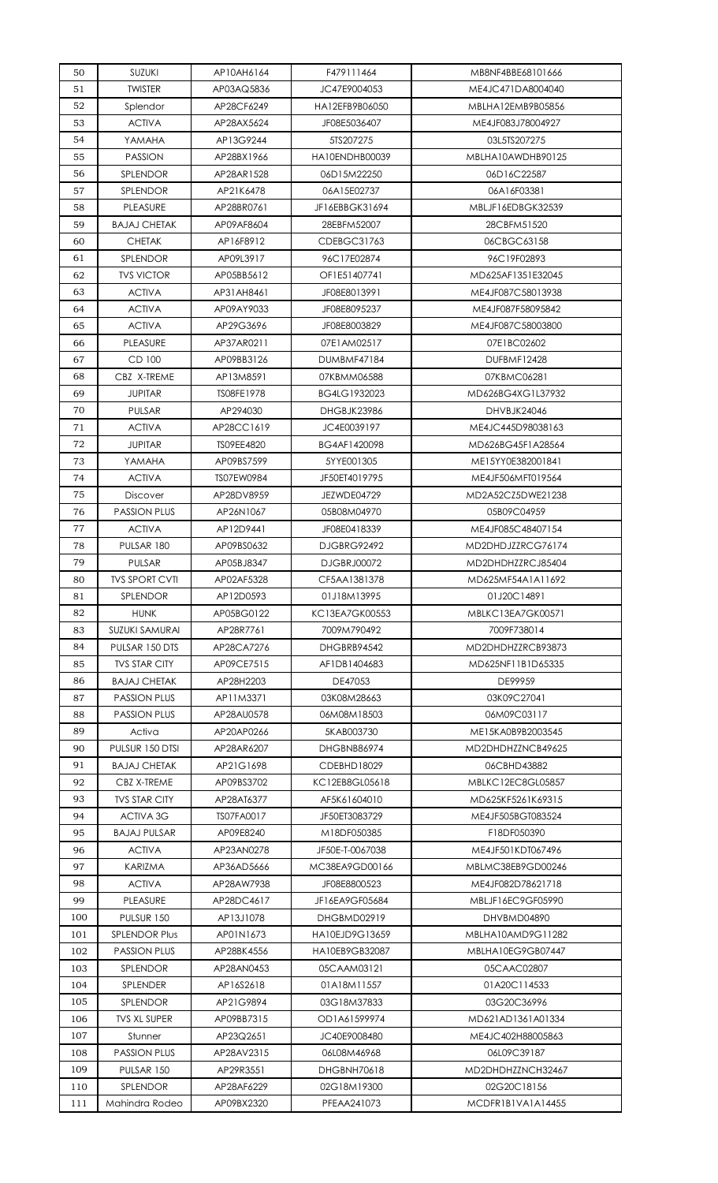| 50 | SUZUKI | AP10AH6164 | F479111464 | MB8NF4BBE68101666 |
|---|---|---|---|---|
| 51 | TWISTER | AP03AQ5836 | JC47E9004053 | ME4JC471DA8004040 |
| 52 | Splendor | AP28CF6249 | HA12EFB9B06050 | MBLHA12EMB9B05856 |
| 53 | ACTIVA | AP28AX5624 | JF08E5036407 | ME4JF083J78004927 |
| 54 | YAMAHA | AP13G9244 | 5TS207275 | 03L5TS207275 |
| 55 | PASSION | AP28BX1966 | HA10ENDHB00039 | MBLHA10AWDHB90125 |
| 56 | SPLENDOR | AP28AR1528 | 06D15M22250 | 06D16C22587 |
| 57 | SPLENDOR | AP21K6478 | 06A15E02737 | 06A16F03381 |
| 58 | PLEASURE | AP28BR0761 | JF16EBBGK31694 | MBLJF16EDBGK32539 |
| 59 | BAJAJ CHETAK | AP09AF8604 | 28EBFM52007 | 28CBFM51520 |
| 60 | CHETAK | AP16F8912 | CDEBGC31763 | 06CBGC63158 |
| 61 | SPLENDOR | AP09L3917 | 96C17E02874 | 96C19F02893 |
| 62 | TVS VICTOR | AP05BB5612 | OF1E51407741 | MD625AF1351E32045 |
| 63 | ACTIVA | AP31AH8461 | JF08E8013991 | ME4JF087C58013938 |
| 64 | ACTIVA | AP09AY9033 | JF08E8095237 | ME4JF087F58095842 |
| 65 | ACTIVA | AP29G3696 | JF08E8003829 | ME4JF087C58003800 |
| 66 | PLEASURE | AP37AR0211 | 07E1AM02517 | 07E1BC02602 |
| 67 | CD 100 | AP09BB3126 | DUMBMF47184 | DUFBMF12428 |
| 68 | CBZ X-TREME | AP13M8591 | 07KBMM06588 | 07KBMC06281 |
| 69 | JUPITAR | TS08FE1978 | BG4LG1932023 | MD626BG4XG1L37932 |
| 70 | PULSAR | AP294030 | DHGBJK23986 | DHVBJK24046 |
| 71 | ACTIVA | AP28CC1619 | JC4E0039197 | ME4JC445D98038163 |
| 72 | JUPITAR | TS09EE4820 | BG4AF1420098 | MD626BG45F1A28564 |
| 73 | YAMAHA | AP09BS7599 | 5YYE001305 | ME15YY0E382001841 |
| 74 | ACTIVA | TS07EW0984 | JF50ET4019795 | ME4JF506MFT019564 |
| 75 | Discover | AP28DV8959 | JEZWDE04729 | MD2A52CZ5DWE21238 |
| 76 | PASSION PLUS | AP26N1067 | 05B08M04970 | 05B09C04959 |
| 77 | ACTIVA | AP12D9441 | JF08E0418339 | ME4JF085C48407154 |
| 78 | PULSAR 180 | AP09BS0632 | DJGBRG92492 | MD2DHDJZZRCG76174 |
| 79 | PULSAR | AP05BJ8347 | DJGBRJ00072 | MD2DHDHZZRCJ85404 |
| 80 | TVS SPORT CVTI | AP02AF5328 | CF5AA1381378 | MD625MF54A1A11692 |
| 81 | SPLENDOR | AP12D0593 | 01J18M13995 | 01J20C14891 |
| 82 | HUNK | AP05BG0122 | KC13EA7GK00553 | MBLKC13EA7GK00571 |
| 83 | SUZUKI SAMURAI | AP28R7761 | 7009M790492 | 7009F738014 |
| 84 | PULSAR 150 DTS | AP28CA7276 | DHGBRB94542 | MD2DHDHZZRCB93873 |
| 85 | TVS STAR CITY | AP09CE7515 | AF1DB1404683 | MD625NF11B1D65335 |
| 86 | BAJAJ CHETAK | AP28H2203 | DE47053 | DE99959 |
| 87 | PASSION PLUS | AP11M3371 | 03K08M28663 | 03K09C27041 |
| 88 | PASSION PLUS | AP28AU0578 | 06M08M18503 | 06M09C03117 |
| 89 | Activa | AP20AP0266 | 5KAB003730 | ME15KA0B9B2003545 |
| 90 | PULSUR 150 DTSI | AP28AR6207 | DHGBNB86974 | MD2DHDHZZNCB49625 |
| 91 | BAJAJ CHETAK | AP21G1698 | CDEBHD18029 | 06CBHD43882 |
| 92 | CBZ X-TREME | AP09BS3702 | KC12EB8GL05618 | MBLKC12EC8GL05857 |
| 93 | TVS STAR CITY | AP28AT6377 | AF5K61604010 | MD625KF5261K69315 |
| 94 | ACTIVA 3G | TS07FA0017 | JF50ET3083729 | ME4JF505BGT083524 |
| 95 | BAJAJ PULSAR | AP09E8240 | M18DF050385 | F18DF050390 |
| 96 | ACTIVA | AP23AN0278 | JF50E-T-0067038 | ME4JF501KDT067496 |
| 97 | KARIZMA | AP36AD5666 | MC38EA9GD00166 | MBLMC38EB9GD00246 |
| 98 | ACTIVA | AP28AW7938 | JF08E8800523 | ME4JF082D78621718 |
| 99 | PLEASURE | AP28DC4617 | JF16EA9GF05684 | MBLJF16EC9GF05990 |
| 100 | PULSUR 150 | AP13J1078 | DHGBMD02919 | DHVBMD04890 |
| 101 | SPLENDOR Plus | AP01N1673 | HA10EJD9G13659 | MBLHA10AMD9G11282 |
| 102 | PASSION PLUS | AP28BK4556 | HA10EB9GB32087 | MBLHA10EG9GB07447 |
| 103 | SPLENDOR | AP28AN0453 | 05CAAM03121 | 05CAAC02807 |
| 104 | SPLENDER | AP16S2618 | 01A18M11557 | 01A20C114533 |
| 105 | SPLENDOR | AP21G9894 | 03G18M37833 | 03G20C36996 |
| 106 | TVS XL SUPER | AP09BB7315 | OD1A61599974 | MD621AD1361A01334 |
| 107 | Stunner | AP23Q2651 | JC40E9008480 | ME4JC402H88005863 |
| 108 | PASSION PLUS | AP28AV2315 | 06L08M46968 | 06L09C39187 |
| 109 | PULSAR 150 | AP29R3551 | DHGBNH70618 | MD2DHDHZZNCH32467 |
| 110 | SPLENDOR | AP28AF6229 | 02G18M19300 | 02G20C18156 |
| 111 | Mahindra Rodeo | AP09BX2320 | PFEAA241073 | MCDFR1B1VA1A14455 |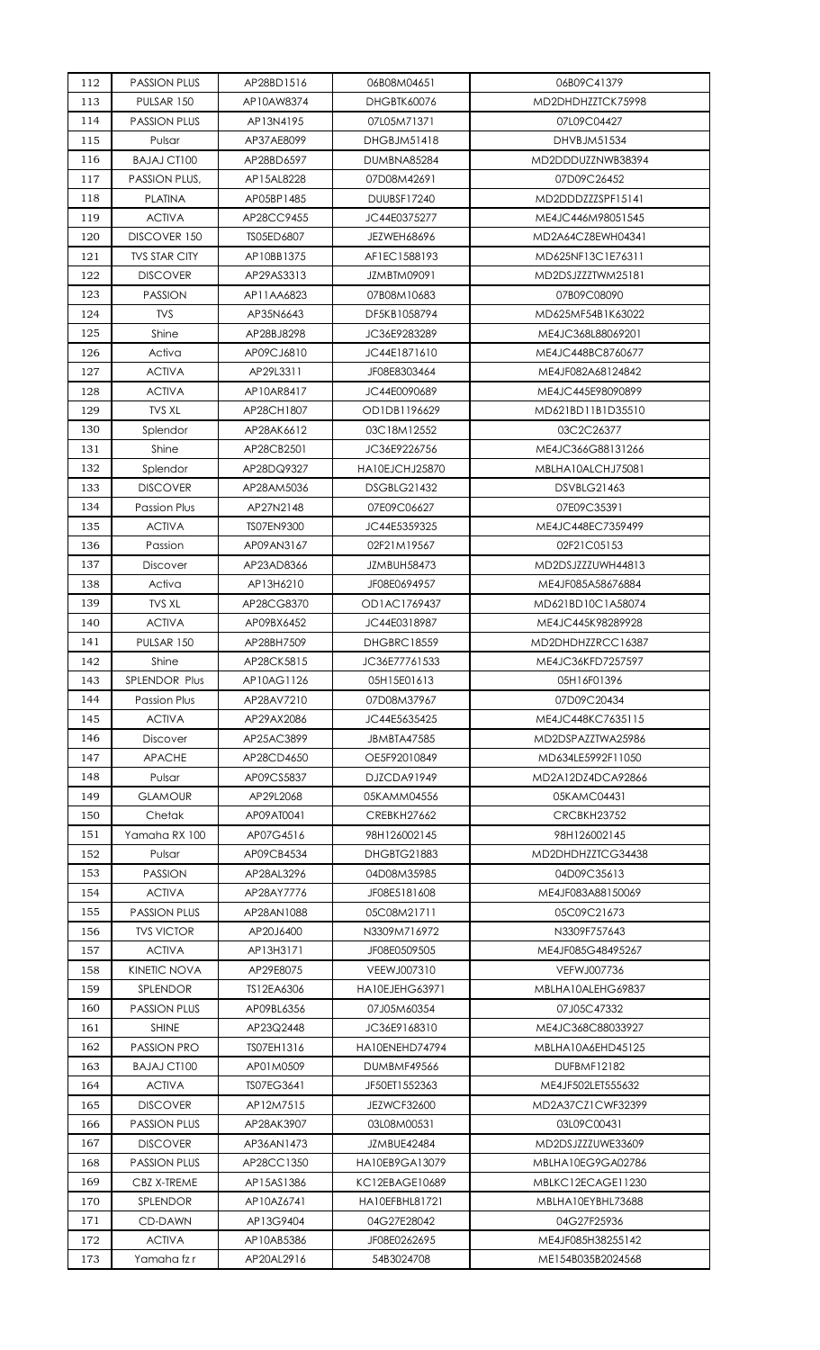| 112 | PASSION PLUS | AP28BD1516 | 06B08M04651 | 06B09C41379 |
|---|---|---|---|---|
| 113 | PULSAR 150 | AP10AW8374 | DHGBTK60076 | MD2DHDHZZTCK75998 |
| 114 | PASSION PLUS | AP13N4195 | 07L05M71371 | 07L09C04427 |
| 115 | Pulsar | AP37AE8099 | DHGBJM51418 | DHVBJM51534 |
| 116 | BAJAJ CT100 | AP28BD6597 | DUMBNA85284 | MD2DDDUZZNWB38394 |
| 117 | PASSION PLUS, | AP15AL8228 | 07D08M42691 | 07D09C26452 |
| 118 | PLATINA | AP05BP1485 | DUUBSF17240 | MD2DDDZZZSPF15141 |
| 119 | ACTIVA | AP28CC9455 | JC44E0375277 | ME4JC446M98051545 |
| 120 | DISCOVER 150 | TS05ED6807 | JEZWEH68696 | MD2A64CZ8EWH04341 |
| 121 | TVS STAR CITY | AP10BB1375 | AF1EC1588193 | MD625NF13C1E76311 |
| 122 | DISCOVER | AP29AS3313 | JZMBTM09091 | MD2DSJZZZTWM25181 |
| 123 | PASSION | AP11AA6823 | 07B08M10683 | 07B09C08090 |
| 124 | TVS | AP35N6643 | DF5KB1058794 | MD625MF54B1K63022 |
| 125 | Shine | AP28BJ8298 | JC36E9283289 | ME4JC368L88069201 |
| 126 | Activa | AP09CJ6810 | JC44E1871610 | ME4JC448BC8760677 |
| 127 | ACTIVA | AP29L3311 | JF08E8303464 | ME4JF082A68124842 |
| 128 | ACTIVA | AP10AR8417 | JC44E0090689 | ME4JC445E98090899 |
| 129 | TVS XL | AP28CH1807 | OD1DB1196629 | MD621BD11B1D35510 |
| 130 | Splendor | AP28AK6612 | 03C18M12552 | 03C2C26377 |
| 131 | Shine | AP28CB2501 | JC36E9226756 | ME4JC366G88131266 |
| 132 | Splendor | AP28DQ9327 | HA10EJCHJ25870 | MBLHA10ALCHJ75081 |
| 133 | DISCOVER | AP28AM5036 | DSGBLG21432 | DSVBLG21463 |
| 134 | Passion Plus | AP27N2148 | 07E09C06627 | 07E09C35391 |
| 135 | ACTIVA | TS07EN9300 | JC44E5359325 | ME4JC448EC7359499 |
| 136 | Passion | AP09AN3167 | 02F21M19567 | 02F21C05153 |
| 137 | Discover | AP23AD8366 | JZMBUH58473 | MD2DSJZZZUWH44813 |
| 138 | Activa | AP13H6210 | JF08E0694957 | ME4JF085A58676884 |
| 139 | TVS XL | AP28CG8370 | OD1AC1769437 | MD621BD10C1A58074 |
| 140 | ACTIVA | AP09BX6452 | JC44E0318987 | ME4JC445K98289928 |
| 141 | PULSAR 150 | AP28BH7509 | DHGBRC18559 | MD2DHDHZZRCC16387 |
| 142 | Shine | AP28CK5815 | JC36E77761533 | ME4JC36KFD7257597 |
| 143 | SPLENDOR Plus | AP10AG1126 | 05H15E01613 | 05H16F01396 |
| 144 | Passion Plus | AP28AV7210 | 07D08M37967 | 07D09C20434 |
| 145 | ACTIVA | AP29AX2086 | JC44E5635425 | ME4JC448KC7635115 |
| 146 | Discover | AP25AC3899 | JBMBTA47585 | MD2DSPAZZTWA25986 |
| 147 | APACHE | AP28CD4650 | OE5F92010849 | MD634LE5992F11050 |
| 148 | Pulsar | AP09CS5837 | DJZCDA91949 | MD2A12DZ4DCA92866 |
| 149 | GLAMOUR | AP29L2068 | 05KAMM04556 | 05KAMC04431 |
| 150 | Chetak | AP09AT0041 | CREBKH27662 | CRCBKH23752 |
| 151 | Yamaha RX 100 | AP07G4516 | 98H126002145 | 98H126002145 |
| 152 | Pulsar | AP09CB4534 | DHGBTG21883 | MD2DHDHZZTCG34438 |
| 153 | PASSION | AP28AL3296 | 04D08M35985 | 04D09C35613 |
| 154 | ACTIVA | AP28AY7776 | JF08E5181608 | ME4JF083A88150069 |
| 155 | PASSION PLUS | AP28AN1088 | 05C08M21711 | 05C09C21673 |
| 156 | TVS VICTOR | AP20J6400 | N3309M716972 | N3309F757643 |
| 157 | ACTIVA | AP13H3171 | JF08E0509505 | ME4JF085G48495267 |
| 158 | KINETIC NOVA | AP29E8075 | VEEWJ007310 | VEFWJ007736 |
| 159 | SPLENDOR | TS12EA6306 | HA10EJEHG63971 | MBLHA10ALEHG69837 |
| 160 | PASSION PLUS | AP09BL6356 | 07J05M60354 | 07J05C47332 |
| 161 | SHINE | AP23Q2448 | JC36E9168310 | ME4JC368C88033927 |
| 162 | PASSION PRO | TS07EH1316 | HA10ENEHD74794 | MBLHA10A6EHD45125 |
| 163 | BAJAJ CT100 | AP01M0509 | DUMBMF49566 | DUFBMF12182 |
| 164 | ACTIVA | TS07EG3641 | JF50ET1552363 | ME4JF502LET555632 |
| 165 | DISCOVER | AP12M7515 | JEZWCF32600 | MD2A37CZ1CWF32399 |
| 166 | PASSION PLUS | AP28AK3907 | 03L08M00531 | 03L09C00431 |
| 167 | DISCOVER | AP36AN1473 | JZMBUE42484 | MD2DSJZZZUWE33609 |
| 168 | PASSION PLUS | AP28CC1350 | HA10EB9GA13079 | MBLHA10EG9GA02786 |
| 169 | CBZ X-TREME | AP15AS1386 | KC12EBAGE10689 | MBLKC12ECAGE11230 |
| 170 | SPLENDOR | AP10AZ6741 | HA10EFBHL81721 | MBLHA10EYBHL73688 |
| 171 | CD-DAWN | AP13G9404 | 04G27E28042 | 04G27F25936 |
| 172 | ACTIVA | AP10AB5386 | JF08E0262695 | ME4JF085H38255142 |
| 173 | Yamaha fz r | AP20AL2916 | 54B3024708 | ME154B035B2024568 |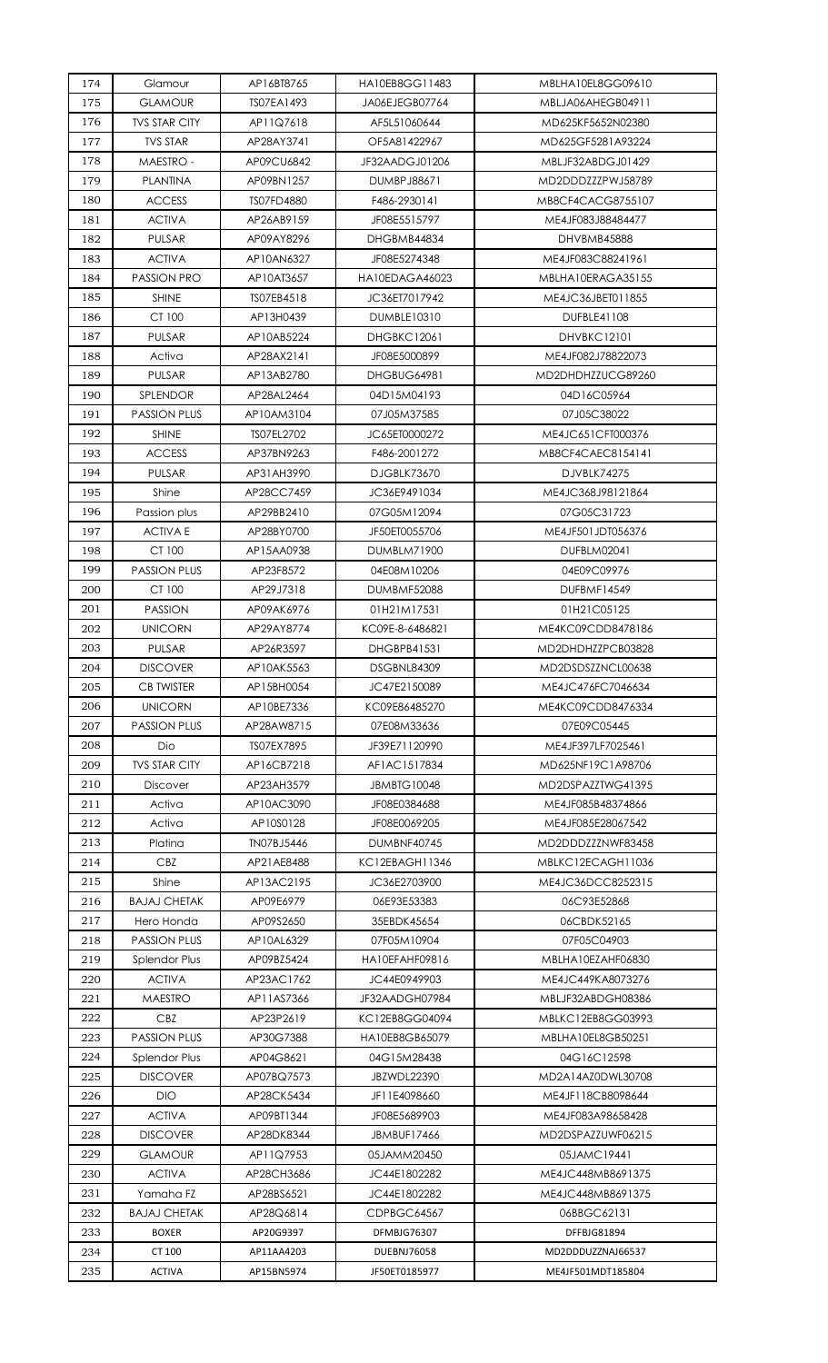| 174 | Glamour | AP16BT8765 | HA10EB8GG11483 | MBLHA10EL8GG09610 |
|---|---|---|---|---|
| 175 | GLAMOUR | TS07EA1493 | JA06EJEGB07764 | MBLJA06AHEGB04911 |
| 176 | TVS STAR CITY | AP11Q7618 | AF5L51060644 | MD625KF5652N02380 |
| 177 | TVS STAR | AP28AY3741 | OF5A81422967 | MD625GF5281A93224 |
| 178 | MAESTRO - | AP09CU6842 | JF32AADGJ01206 | MBLJF32ABDGJ01429 |
| 179 | PLANTINA | AP09BN1257 | DUMBPJ88671 | MD2DDDZZZPWJ58789 |
| 180 | ACCESS | TS07FD4880 | F486-2930141 | MB8CF4CACG8755107 |
| 181 | ACTIVA | AP26AB9159 | JF08E5515797 | ME4JF083J88484477 |
| 182 | PULSAR | AP09AY8296 | DHGBMB44834 | DHVBMB45888 |
| 183 | ACTIVA | AP10AN6327 | JF08E5274348 | ME4JF083C88241961 |
| 184 | PASSION PRO | AP10AT3657 | HA10EDAGA46023 | MBLHA10ERAGA35155 |
| 185 | SHINE | TS07EB4518 | JC36ET7017942 | ME4JC36JBET011855 |
| 186 | CT 100 | AP13H0439 | DUMBLE10310 | DUFBLE41108 |
| 187 | PULSAR | AP10AB5224 | DHGBKC12061 | DHVBKC12101 |
| 188 | Activa | AP28AX2141 | JF08E5000899 | ME4JF082J78822073 |
| 189 | PULSAR | AP13AB2780 | DHGBUG64981 | MD2DHDHZZUCG89260 |
| 190 | SPLENDOR | AP28AL2464 | 04D15M04193 | 04D16C05964 |
| 191 | PASSION PLUS | AP10AM3104 | 07J05M37585 | 07J05C38022 |
| 192 | SHINE | TS07EL2702 | JC65ET0000272 | ME4JC651CFT000376 |
| 193 | ACCESS | AP37BN9263 | F486-2001272 | MB8CF4CAEC8154141 |
| 194 | PULSAR | AP31AH3990 | DJGBLK73670 | DJVBLK74275 |
| 195 | Shine | AP28CC7459 | JC36E9491034 | ME4JC368J98121864 |
| 196 | Passion plus | AP29BB2410 | 07G05M12094 | 07G05C31723 |
| 197 | ACTIVA E | AP28BY0700 | JF50ET0055706 | ME4JF501JDT056376 |
| 198 | CT 100 | AP15AA0938 | DUMBLM71900 | DUFBLM02041 |
| 199 | PASSION PLUS | AP23F8572 | 04E08M10206 | 04E09C09976 |
| 200 | CT 100 | AP29J7318 | DUMBMF52088 | DUFBMF14549 |
| 201 | PASSION | AP09AK6976 | 01H21M17531 | 01H21C05125 |
| 202 | UNICORN | AP29AY8774 | KC09E-8-6486821 | ME4KC09CDD8478186 |
| 203 | PULSAR | AP26R3597 | DHGBPB41531 | MD2DHDHZZPCB03828 |
| 204 | DISCOVER | AP10AK5563 | DSGBNL84309 | MD2DSDSZZNCL00638 |
| 205 | CB TWISTER | AP15BH0054 | JC47E2150089 | ME4JC476FC7046634 |
| 206 | UNICORN | AP10BE7336 | KC09E86485270 | ME4KC09CDD8476334 |
| 207 | PASSION PLUS | AP28AW8715 | 07E08M33636 | 07E09C05445 |
| 208 | Dio | TS07EX7895 | JF39E71120990 | ME4JF397LF7025461 |
| 209 | TVS STAR CITY | AP16CB7218 | AF1AC1517834 | MD625NF19C1A98706 |
| 210 | Discover | AP23AH3579 | JBMBTG10048 | MD2DSPAZZTWG41395 |
| 211 | Activa | AP10AC3090 | JF08E0384688 | ME4JF085B48374866 |
| 212 | Activa | AP10S0128 | JF08E0069205 | ME4JF085E28067542 |
| 213 | Platina | TN07BJ5446 | DUMBNF40745 | MD2DDDZZZNWF83458 |
| 214 | CBZ | AP21AE8488 | KC12EBAGH11346 | MBLKC12ECAGH11036 |
| 215 | Shine | AP13AC2195 | JC36E2703900 | ME4JC36DCC8252315 |
| 216 | BAJAJ CHETAK | AP09E6979 | 06E93E53383 | 06C93E52868 |
| 217 | Hero Honda | AP09S2650 | 35EBDK45654 | 06CBDK52165 |
| 218 | PASSION PLUS | AP10AL6329 | 07F05M10904 | 07F05C04903 |
| 219 | Splendor Plus | AP09BZ5424 | HA10EFAHF09816 | MBLHA10EZAHF06830 |
| 220 | ACTIVA | AP23AC1762 | JC44E0949903 | ME4JC449KA8073276 |
| 221 | MAESTRO | AP11AS7366 | JF32AADGH07984 | MBLJF32ABDGH08386 |
| 222 | CBZ | AP23P2619 | KC12EB8GG04094 | MBLKC12EB8GG03993 |
| 223 | PASSION PLUS | AP30G7388 | HA10EB8GB65079 | MBLHA10EL8GB50251 |
| 224 | Splendor Plus | AP04G8621 | 04G15M28438 | 04G16C12598 |
| 225 | DISCOVER | AP07BQ7573 | JBZWDL22390 | MD2A14AZ0DWL30708 |
| 226 | DIO | AP28CK5434 | JF11E4098660 | ME4JF118CB8098644 |
| 227 | ACTIVA | AP09BT1344 | JF08E5689903 | ME4JF083A98658428 |
| 228 | DISCOVER | AP28DK8344 | JBMBUF17466 | MD2DSPAZZUWF06215 |
| 229 | GLAMOUR | AP11Q7953 | 05JAMM20450 | 05JAMC19441 |
| 230 | ACTIVA | AP28CH3686 | JC44E1802282 | ME4JC448MB8691375 |
| 231 | Yamaha FZ | AP28BS6521 | JC44E1802282 | ME4JC448MB8691375 |
| 232 | BAJAJ CHETAK | AP28Q6814 | CDPBGC64567 | 06BBGC62131 |
| 233 | BOXER | AP20G9397 | DFMBJG76307 | DFFBJG81894 |
| 234 | CT 100 | AP11AA4203 | DUEBNJ76058 | MD2DDDUZZNAJ66537 |
| 235 | ACTIVA | AP15BN5974 | JF50ET0185977 | ME4JF501MDT185804 |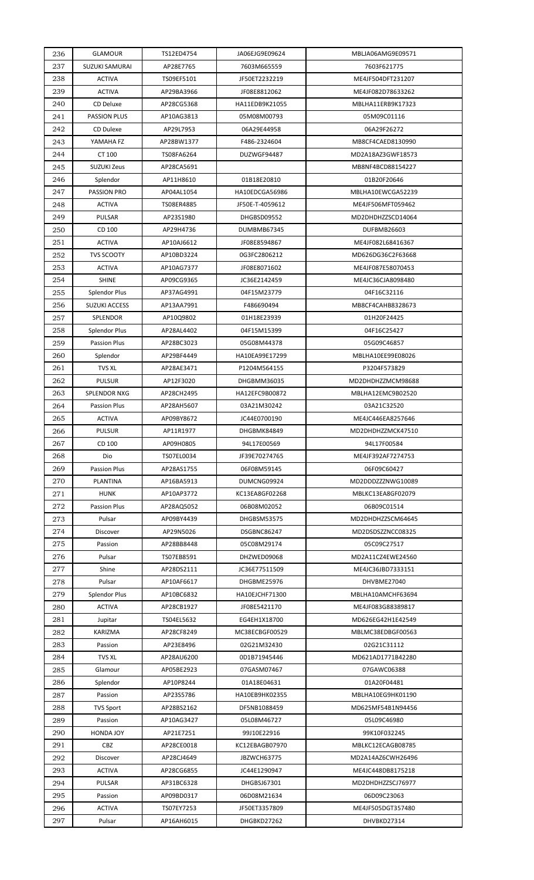| 236 | GLAMOUR | TS12ED4754 | JA06EJG9E09624 | MBLJA06AMG9E09571 |
|---|---|---|---|---|
| 237 | SUZUKI SAMURAI | AP28E7765 | 7603M665559 | 7603F621775 |
| 238 | ACTIVA | TS09EF5101 | JF50ET2232219 | ME4JF504DFT231207 |
| 239 | ACTIVA | AP29BA3966 | JF08E8812062 | ME4JF082D78633262 |
| 240 | CD Deluxe | AP28CG5368 | HA11EDB9K21055 | MBLHA11ERB9K17323 |
| 241 | PASSION PLUS | AP10AG3813 | 05M08M00793 | 05M09C01116 |
| 242 | CD Dulexe | AP29L7953 | 06A29E44958 | 06A29F26272 |
| 243 | YAMAHA FZ | AP28BW1377 | F486-2324604 | MB8CF4CAED8130990 |
| 244 | CT 100 | TS08FA6264 | DUZWGF94487 | MD2A18AZ3GWF18573 |
| 245 | SUZUKI Zeus | AP28CA5691 | | MB8NF4BCD88154227 |
| 246 | Splendor | AP11H8610 | 01B18E20810 | 01B20F20646 |
| 247 | PASSION PRO | AP04AL1054 | HA10EDCGA56986 | MBLHA10EWCGA52239 |
| 248 | ACTIVA | TS08ER4885 | JF50E-T-4059612 | ME4JF506MFT059462 |
| 249 | PULSAR | AP23S1980 | DHGBSD09552 | MD2DHDHZZSCD14064 |
| 250 | CD 100 | AP29H4736 | DUMBMB67345 | DUFBMB26603 |
| 251 | ACTIVA | AP10AJ6612 | JF08E8594867 | ME4JF082L68416367 |
| 252 | TVS SCOOTY | AP10BD3224 | 0G3FC2806212 | MD626DG36C2F63668 |
| 253 | ACTIVA | AP10AG7377 | JF08E8071602 | ME4JF087E58070453 |
| 254 | SHINE | AP09CG9365 | JC36E2142459 | ME4JC36CJA8098480 |
| 255 | Splendor Plus | AP37AG4991 | 04F15M23779 | 04F16C32116 |
| 256 | SUZUKI ACCESS | AP13AA7991 | F486690494 | MB8CF4CAHB8328673 |
| 257 | SPLENDOR | AP10Q9802 | 01H18E23939 | 01H20F24425 |
| 258 | Splendor Plus | AP28AL4402 | 04F15M15399 | 04F16C25427 |
| 259 | Passion Plus | AP28BC3023 | 05G08M44378 | 05G09C46857 |
| 260 | Splendor | AP29BF4449 | HA10EA99E17299 | MBLHA10EE99E08026 |
| 261 | TVS XL | AP28AE3471 | P1204M564155 | P3204F573829 |
| 262 | PULSUR | AP12F3020 | DHGBMM36035 | MD2DHDHZZMCM98688 |
| 263 | SPLENDOR NXG | AP28CH2495 | HA12EFC9B00872 | MBLHA12EMC9B02520 |
| 264 | Passion Plus | AP28AH5607 | 03A21M30242 | 03A21C32520 |
| 265 | ACTIVA | AP09BY8672 | JC44E0700190 | ME4JC446EA8257646 |
| 266 | PULSUR | AP11R1977 | DHGBMK84849 | MD2DHDHZZMCK47510 |
| 267 | CD 100 | AP09H0805 | 94L17E00569 | 94L17F00584 |
| 268 | Dio | TS07EL0034 | JF39E70274765 | ME4JF392AF7274753 |
| 269 | Passion Plus | AP28AS1755 | 06F08M59145 | 06F09C60427 |
| 270 | PLANTINA | AP16BA5913 | DUMCNG09924 | MD2DDDZZZNWG10089 |
| 271 | HUNK | AP10AP3772 | KC13EA8GF02268 | MBLKC13EA8GF02079 |
| 272 | Passion Plus | AP28AQ5052 | 06B08M02052 | 06B09C01514 |
| 273 | Pulsar | AP09BY4439 | DHGBSM53575 | MD2DHDHZZSCM64645 |
| 274 | Discover | AP29N5026 | DSGBNC86247 | MD2DSDSZZNCC08325 |
| 275 | Passion | AP28BB8448 | 05C08M29174 | 05C09C27517 |
| 276 | Pulsar | TS07EB8591 | DHZWED09068 | MD2A11CZ4EWE24560 |
| 277 | Shine | AP28DS2111 | JC36E77511509 | ME4JC36JBD7333151 |
| 278 | Pulsar | AP10AF6617 | DHGBME25976 | DHVBME27040 |
| 279 | Splendor Plus | AP10BC6832 | HA10EJCHF71300 | MBLHA10AMCHF63694 |
| 280 | ACTIVA | AP28CB1927 | JF08E5421170 | ME4JF083G88389817 |
| 281 | Jupitar | TS04EL5632 | EG4EH1X18700 | MD626EG42H1E42549 |
| 282 | KARIZMA | AP28CF8249 | MC38ECBGF00529 | MBLMC38EDBGF00563 |
| 283 | Passion | AP23E8496 | 02G21M32430 | 02G21C31112 |
| 284 | TVS XL | AP28AU6200 | 0D1B71945446 | MD621AD1771B42280 |
| 285 | Glamour | AP05BE2923 | 07GASM07467 | 07GAWC06388 |
| 286 | Splendor | AP10P8244 | 01A18E04631 | 01A20F04481 |
| 287 | Passion | AP23S5786 | HA10EB9HK02355 | MBLHA10EG9HK01190 |
| 288 | TVS Sport | AP28BS2162 | DF5NB1088459 | MD625MF54B1N94456 |
| 289 | Passion | AP10AG3427 | 05L08M46727 | 05L09C46980 |
| 290 | HONDA JOY | AP21E7251 | 99J10E22916 | 99K10F032245 |
| 291 | CBZ | AP28CE0018 | KC12EBAGB07970 | MBLKC12ECAGB08785 |
| 292 | Discover | AP28CJ4649 | JBZWCH63775 | MD2A14AZ6CWH26496 |
| 293 | ACTIVA | AP28CG6855 | JC44E1290947 | ME4JC448DB8175218 |
| 294 | PULSAR | AP31BC6328 | DHGBSJ67301 | MD2DHDHZZSCJ76977 |
| 295 | Passion | AP09BD0317 | 06D08M21634 | 06D09C23063 |
| 296 | ACTIVA | TS07EY7253 | JF50ET3357809 | ME4JF505DGT357480 |
| 297 | Pulsar | AP16AH6015 | DHGBKD27262 | DHVBKD27314 |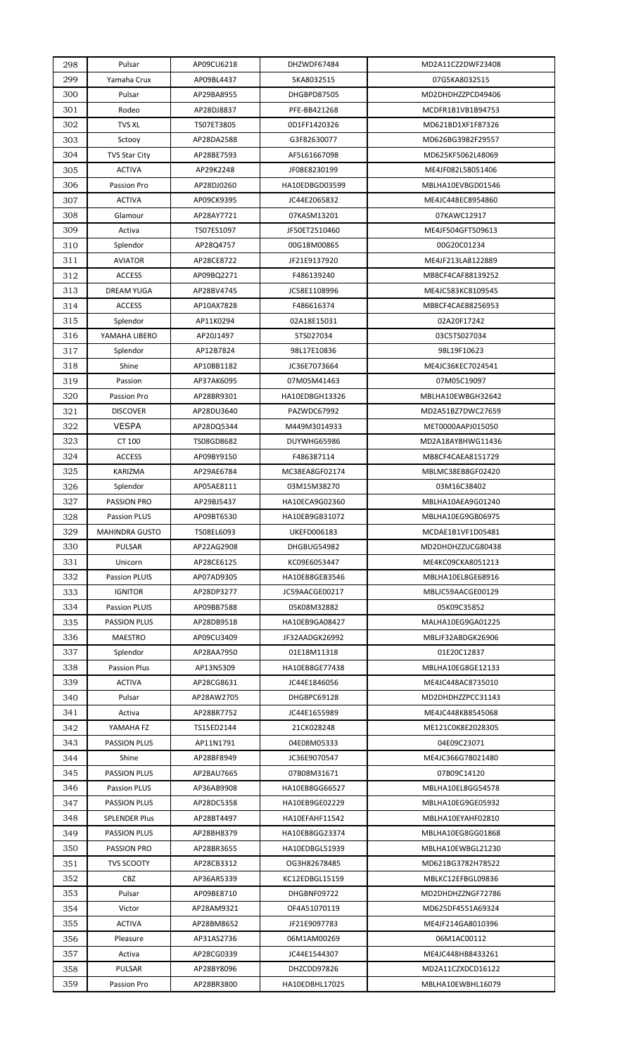| 298 | Pulsar | AP09CU6218 | DHZWDF67484 | MD2A11CZ2DWF23408 |
|---|---|---|---|---|
| 299 | Yamaha Crux | AP09BL4437 | 5KA8032515 | 07G5KA8032515 |
| 300 | Pulsar | AP29BA8955 | DHGBPD87505 | MD2DHDHZZPCD49406 |
| 301 | Rodeo | AP28DJ8837 | PFE-BB421268 | MCDFR1B1VB1B94753 |
| 302 | TVS XL | TS07ET3805 | 0D1FF1420326 | MD621BD1XF1F87326 |
| 303 | Sctooy | AP28DA2588 | G3F82630077 | MD626BG3982F29557 |
| 304 | TVS Star City | AP28BE7593 | AF5L61667098 | MD625KF5062L48069 |
| 305 | ACTIVA | AP29K2248 | JF08E8230199 | ME4JF082L58051406 |
| 306 | Passion Pro | AP28DJ0260 | HA10EDBGD03599 | MBLHA10EVBGD01546 |
| 307 | ACTIVA | AP09CK9395 | JC44E2065832 | ME4JC448EC8954860 |
| 308 | Glamour | AP28AY7721 | 07KASM13201 | 07KAWC12917 |
| 309 | Activa | TS07ES1097 | JF50ET2510460 | ME4JF504GFT509613 |
| 310 | Splendor | AP28Q4757 | 00G18M00865 | 00G20C01234 |
| 311 | AVIATOR | AP28CE8722 | JF21E9137920 | ME4JF213LA8122889 |
| 312 | ACCESS | AP09BQ2271 | F486139240 | MB8CF4CAF88139252 |
| 313 | DREAM YUGA | AP28BV4745 | JC58E1108996 | ME4JC583KC8109545 |
| 314 | ACCESS | AP10AX7828 | F486616374 | MB8CF4CAEB8256953 |
| 315 | Splendor | AP11K0294 | 02A18E15031 | 02A20F17242 |
| 316 | YAMAHA LIBERO | AP20J1497 | 5TS027034 | 03C5TS027034 |
| 317 | Splendor | AP12B7824 | 98L17E10836 | 98L19F10623 |
| 318 | Shine | AP10BB1182 | JC36E7073664 | ME4JC36KEC7024541 |
| 319 | Passion | AP37AK6095 | 07M05M41463 | 07M05C19097 |
| 320 | Passion Pro | AP28BR9301 | HA10EDBGH13326 | MBLHA10EWBGH32642 |
| 321 | DISCOVER | AP28DU3640 | PAZWDC67992 | MD2A51BZ7DWC27659 |
| 322 | VESPA | AP28DQ5344 | M449M3014933 | MET0000AAPJ015050 |
| 323 | CT 100 | TS08GD8682 | DUYWHG65986 | MD2A18AY8HWG11436 |
| 324 | ACCESS | AP09BY9150 | F486387114 | MB8CF4CAEA8151729 |
| 325 | KARIZMA | AP29AE6784 | MC38EA8GF02174 | MBLMC38EB8GF02420 |
| 326 | Splendor | AP05AE8111 | 03M15M38270 | 03M16C38402 |
| 327 | PASSION PRO | AP29BJ5437 | HA10ECA9G02360 | MBLHA10AEA9G01240 |
| 328 | Passion PLUS | AP09BT6530 | HA10EB9GB31072 | MBLHA10EG9GB06975 |
| 329 | MAHINDRA GUSTO | TS08EL6093 | UKEFD006183 | MCDAE1B1VF1D05481 |
| 330 | PULSAR | AP22AG2908 | DHGBUG54982 | MD2DHDHZZUCG80438 |
| 331 | Unicorn | AP28CE6125 | KC09E6053447 | ME4KC09CKA8051213 |
| 332 | Passion PLUIS | AP07AD9305 | HA10EB8GEB3546 | MBLHA10EL8GE68916 |
| 333 | IGNITOR | AP28DP3277 | JC59AACGE00217 | MBLJC59AACGE00129 |
| 334 | Passion PLUIS | AP09BB7588 | 05K08M32882 | 05K09C35852 |
| 335 | PASSION PLUS | AP28DB9518 | HA10EB9GA08427 | MALHA10EG9GA01225 |
| 336 | MAESTRO | AP09CU3409 | JF32AADGK26992 | MBLJF32ABDGK26906 |
| 337 | Splendor | AP28AA7950 | 01E18M11318 | 01E20C12837 |
| 338 | Passion Plus | AP13N5309 | HA10EB8GE77438 | MBLHA10EG8GE12133 |
| 339 | ACTIVA | AP28CG8631 | JC44E1846056 | ME4JC448AC8735010 |
| 340 | Pulsar | AP28AW2705 | DHGBPC69128 | MD2DHDHZZPCC31143 |
| 341 | Activa | AP28BR7752 | JC44E1655989 | ME4JC448KB8545068 |
| 342 | YAMAHA FZ | TS15ED2144 | 21CK028248 | ME121C0K8E2028305 |
| 343 | PASSION PLUS | AP11N1791 | 04E08M05333 | 04E09C23071 |
| 344 | Shine | AP28BF8949 | JC36E9070547 | ME4JC366G78021480 |
| 345 | PASSION PLUS | AP28AU7665 | 07B08M31671 | 07B09C14120 |
| 346 | Passion PLUS | AP36AB9908 | HA10EB8GG66527 | MBLHA10EL8GG54578 |
| 347 | PASSION PLUS | AP28DC5358 | HA10EB9GE02229 | MBLHA10EG9GE05932 |
| 348 | SPLENDER Plus | AP28BT4497 | HA10EFAHF11542 | MBLHA10EYAHF02810 |
| 349 | PASSION PLUS | AP28BH8379 | HA10EB8GG23374 | MBLHA10EG8GG01868 |
| 350 | PASSION PRO | AP28BR3655 | HA10EDBGL51939 | MBLHA10EWBGL21230 |
| 351 | TVS SCOOTY | AP28CB3312 | OG3H82678485 | MD621BG3782H78522 |
| 352 | CBZ | AP36AR5339 | KC12EDBGL15159 | MBLKC12EFBGL09836 |
| 353 | Pulsar | AP09BE8710 | DHGBNF09722 | MD2DHDHZZNGF72786 |
| 354 | Victor | AP28AM9321 | OF4A51070119 | MD625DF4551A69324 |
| 355 | ACTIVA | AP28BM8652 | JF21E9097783 | ME4JF214GA8010396 |
| 356 | Pleasure | AP31AS2736 | 06M1AM00269 | 06M1AC00112 |
| 357 | Activa | AP28CG0339 | JC44E1544307 | ME4JC448HB8433261 |
| 358 | PULSAR | AP28BY8096 | DHZCDD97826 | MD2A11CZXDCD16122 |
| 359 | Passion Pro | AP28BR3800 | HA10EDBHL17025 | MBLHA10EWBHL16079 |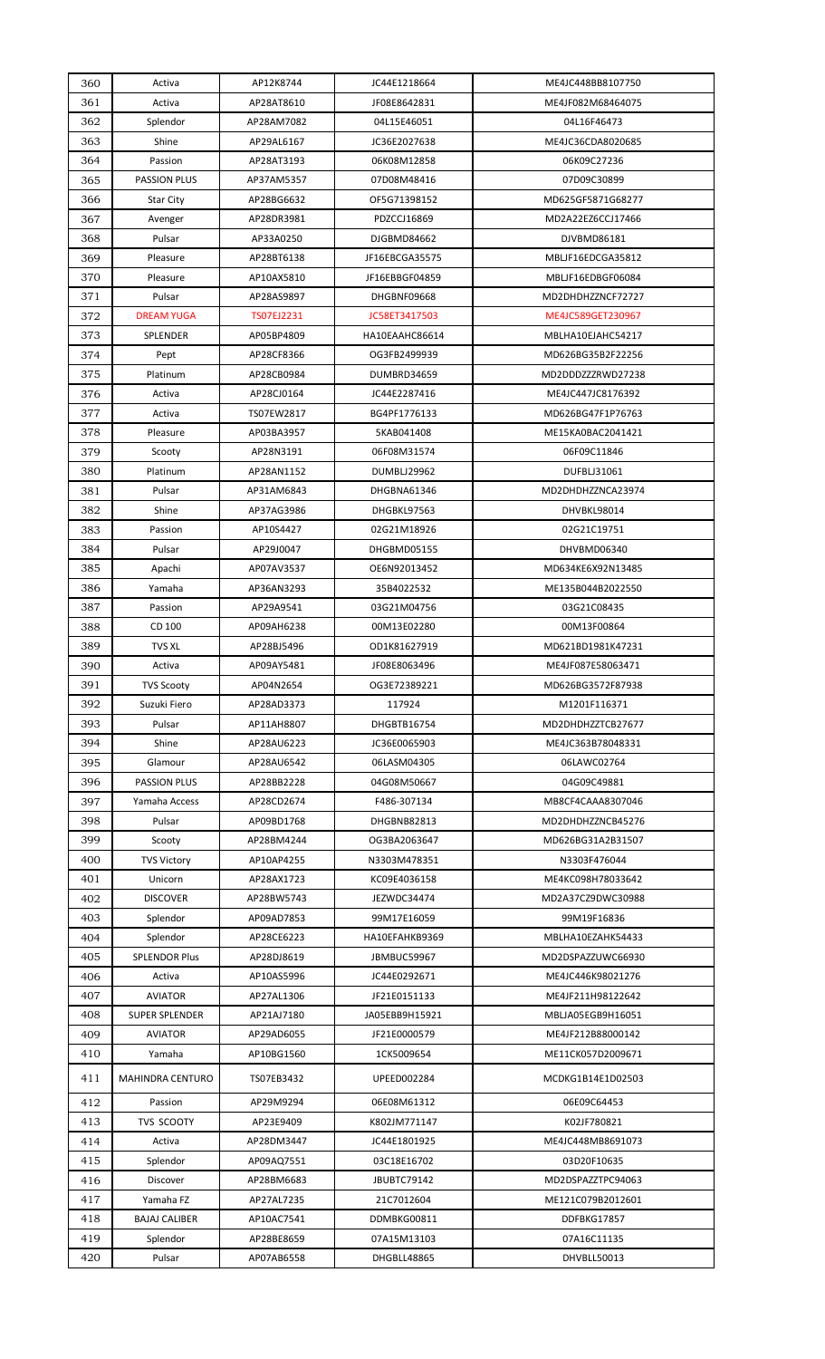| 360 | Activa | AP12K8744 | JC44E1218664 | ME4JC448BB8107750 |
|---|---|---|---|---|
| 361 | Activa | AP28AT8610 | JF08E8642831 | ME4JF082M68464075 |
| 362 | Splendor | AP28AM7082 | 04L15E46051 | 04L16F46473 |
| 363 | Shine | AP29AL6167 | JC36E2027638 | ME4JC36CDA8020685 |
| 364 | Passion | AP28AT3193 | 06K08M12858 | 06K09C27236 |
| 365 | PASSION PLUS | AP37AM5357 | 07D08M48416 | 07D09C30899 |
| 366 | Star City | AP28BG6632 | OF5G71398152 | MD625GF5871G68277 |
| 367 | Avenger | AP28DR3981 | PDZCCJ16869 | MD2A22EZ6CCJ17466 |
| 368 | Pulsar | AP33A0250 | DJGBMD84662 | DJVBMD86181 |
| 369 | Pleasure | AP28BT6138 | JF16EBCGA35575 | MBLJF16EDCGA35812 |
| 370 | Pleasure | AP10AX5810 | JF16EBBGF04859 | MBLJF16EDBGF06084 |
| 371 | Pulsar | AP28AS9897 | DHGBNF09668 | MD2DHDHZZNCF72727 |
| 372 | DREAM YUGA | TS07EJ2231 | JC58ET3417503 | ME4JC589GET230967 |
| 373 | SPLENDER | AP05BP4809 | HA10EAAHC86614 | MBLHA10EJAHC54217 |
| 374 | Pept | AP28CF8366 | OG3FB2499939 | MD626BG35B2F22256 |
| 375 | Platinum | AP28CB0984 | DUMBRD34659 | MD2DDDZZZRWD27238 |
| 376 | Activa | AP28CJ0164 | JC44E2287416 | ME4JC447JC8176392 |
| 377 | Activa | TS07EW2817 | BG4PF1776133 | MD626BG47F1P76763 |
| 378 | Pleasure | AP03BA3957 | 5KAB041408 | ME15KA0BAC2041421 |
| 379 | Scooty | AP28N3191 | 06F08M31574 | 06F09C11846 |
| 380 | Platinum | AP28AN1152 | DUMBLJ29962 | DUFBLJ31061 |
| 381 | Pulsar | AP31AM6843 | DHGBNA61346 | MD2DHDHZZNCA23974 |
| 382 | Shine | AP37AG3986 | DHGBKL97563 | DHVBKL98014 |
| 383 | Passion | AP10S4427 | 02G21M18926 | 02G21C19751 |
| 384 | Pulsar | AP29J0047 | DHGBMD05155 | DHVBMD06340 |
| 385 | Apachi | AP07AV3537 | OE6N92013452 | MD634KE6X92N13485 |
| 386 | Yamaha | AP36AN3293 | 35B4022532 | ME135B044B2022550 |
| 387 | Passion | AP29A9541 | 03G21M04756 | 03G21C08435 |
| 388 | CD 100 | AP09AH6238 | 00M13E02280 | 00M13F00864 |
| 389 | TVS XL | AP28BJ5496 | OD1K81627919 | MD621BD1981K47231 |
| 390 | Activa | AP09AY5481 | JF08E8063496 | ME4JF087E58063471 |
| 391 | TVS Scooty | AP04N2654 | OG3E72389221 | MD626BG3572F87938 |
| 392 | Suzuki Fiero | AP28AD3373 | 117924 | M1201F116371 |
| 393 | Pulsar | AP11AH8807 | DHGBTB16754 | MD2DHDHZZTCB27677 |
| 394 | Shine | AP28AU6223 | JC36E0065903 | ME4JC363B78048331 |
| 395 | Glamour | AP28AU6542 | 06LASM04305 | 06LAWC02764 |
| 396 | PASSION PLUS | AP28BB2228 | 04G08M50667 | 04G09C49881 |
| 397 | Yamaha Access | AP28CD2674 | F486-307134 | MB8CF4CAAA8307046 |
| 398 | Pulsar | AP09BD1768 | DHGBNB82813 | MD2DHDHZZNCB45276 |
| 399 | Scooty | AP28BM4244 | OG3BA2063647 | MD626BG31A2B31507 |
| 400 | TVS Victory | AP10AP4255 | N3303M478351 | N3303F476044 |
| 401 | Unicorn | AP28AX1723 | KC09E4036158 | ME4KC098H78033642 |
| 402 | DISCOVER | AP28BW5743 | JEZWDC34474 | MD2A37CZ9DWC30988 |
| 403 | Splendor | AP09AD7853 | 99M17E16059 | 99M19F16836 |
| 404 | Splendor | AP28CE6223 | HA10EFAHKB9369 | MBLHA10EZAHK54433 |
| 405 | SPLENDOR Plus | AP28DJ8619 | JBMBUC59967 | MD2DSPAZZUWC66930 |
| 406 | Activa | AP10AS5996 | JC44E0292671 | ME4JC446K98021276 |
| 407 | AVIATOR | AP27AL1306 | JF21E0151133 | ME4JF211H98122642 |
| 408 | SUPER SPLENDER | AP21AJ7180 | JA05EBB9H15921 | MBLJA05EGB9H16051 |
| 409 | AVIATOR | AP29AD6055 | JF21E0000579 | ME4JF212B88000142 |
| 410 | Yamaha | AP10BG1560 | 1CK5009654 | ME11CK057D2009671 |
| 411 | MAHINDRA CENTURO | TS07EB3432 | UPEED002284 | MCDKG1B14E1D02503 |
| 412 | Passion | AP29M9294 | 06E08M61312 | 06E09C64453 |
| 413 | TVS SCOOTY | AP23E9409 | K802JM771147 | K02JF780821 |
| 414 | Activa | AP28DM3447 | JC44E1801925 | ME4JC448MB8691073 |
| 415 | Splendor | AP09AQ7551 | 03C18E16702 | 03D20F10635 |
| 416 | Discover | AP28BM6683 | JBUBTC79142 | MD2DSPAZZTPC94063 |
| 417 | Yamaha FZ | AP27AL7235 | 21C7012604 | ME121C079B2012601 |
| 418 | BAJAJ CALIBER | AP10AC7541 | DDMBKG00811 | DDFBKG17857 |
| 419 | Splendor | AP28BE8659 | 07A15M13103 | 07A16C11135 |
| 420 | Pulsar | AP07AB6558 | DHGBLL48865 | DHVBLL50013 |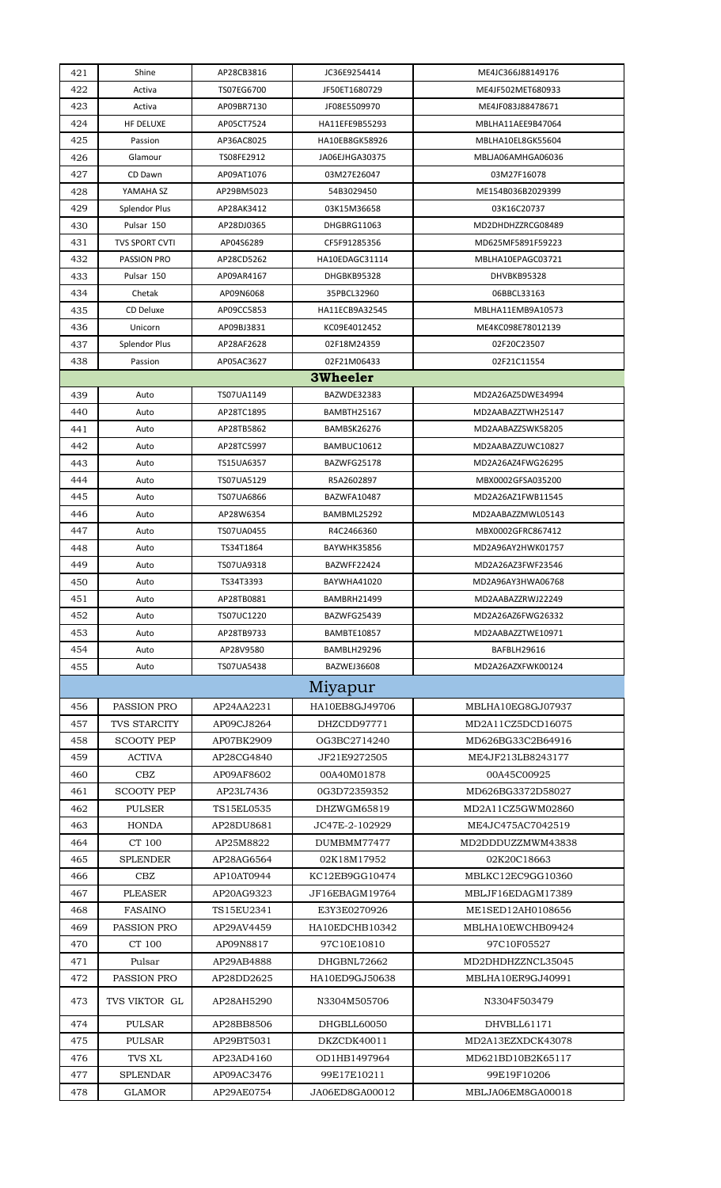| | | | | |
|---|---|---|---|---|
| 421 | Shine | AP28CB3816 | JC36E9254414 | ME4JC366J88149176 |
| 422 | Activa | TS07EG6700 | JF50ET1680729 | ME4JF502MET680933 |
| 423 | Activa | AP09BR7130 | JF08E5509970 | ME4JF083J88478671 |
| 424 | HF DELUXE | AP05CT7524 | HA11EFE9B55293 | MBLHA11AEE9B47064 |
| 425 | Passion | AP36AC8025 | HA10EB8GK58926 | MBLHA10EL8GK55604 |
| 426 | Glamour | TS08FE2912 | JA06EJHGA30375 | MBLJA06AMHGA06036 |
| 427 | CD Dawn | AP09AT1076 | 03M27E26047 | 03M27F16078 |
| 428 | YAMAHA SZ | AP29BM5023 | 54B3029450 | ME154B036B2029399 |
| 429 | Splendor Plus | AP28AK3412 | 03K15M36658 | 03K16C20737 |
| 430 | Pulsar 150 | AP28DJ0365 | DHGBRG11063 | MD2DHDHZZRCG08489 |
| 431 | TVS SPORT CVTI | AP04S6289 | CF5F91285356 | MD625MF5891F59223 |
| 432 | PASSION PRO | AP28CD5262 | HA10EDAGC31114 | MBLHA10EPAGC03721 |
| 433 | Pulsar 150 | AP09AR4167 | DHGBKB95328 | DHVBKB95328 |
| 434 | Chetak | AP09N6068 | 35PBCL32960 | 06BBCL33163 |
| 435 | CD Deluxe | AP09CC5853 | HA11ECB9A32545 | MBLHA11EMB9A10573 |
| 436 | Unicorn | AP09BJ3831 | KC09E4012452 | ME4KC098E78012139 |
| 437 | Splendor Plus | AP28AF2628 | 02F18M24359 | 02F20C23507 |
| 438 | Passion | AP05AC3627 | 02F21M06433 | 02F21C11554 |
| | | | **3Wheeler** | |
| 439 | Auto | TS07UA1149 | BAZWDE32383 | MD2A26AZ5DWE34994 |
| 440 | Auto | AP28TC1895 | BAMBTH25167 | MD2AABAZZTWH25147 |
| 441 | Auto | AP28TB5862 | BAMBSK26276 | MD2AABAZZSWK58205 |
| 442 | Auto | AP28TC5997 | BAMBUC10612 | MD2AABAZZUWC10827 |
| 443 | Auto | TS15UA6357 | BAZWFG25178 | MD2A26AZ4FWG26295 |
| 444 | Auto | TS07UA5129 | R5A2602897 | MBX0002GFSA035200 |
| 445 | Auto | TS07UA6866 | BAZWFA10487 | MD2A26AZ1FWB11545 |
| 446 | Auto | AP28W6354 | BAMBML25292 | MD2AABAZZMWL05143 |
| 447 | Auto | TS07UA0455 | R4C2466360 | MBX0002GFRC867412 |
| 448 | Auto | TS34T1864 | BAYWHK35856 | MD2A96AY2HWK01757 |
| 449 | Auto | TS07UA9318 | BAZWFF22424 | MD2A26AZ3FWF23546 |
| 450 | Auto | TS34T3393 | BAYWHA41020 | MD2A96AY3HWA06768 |
| 451 | Auto | AP28TB0881 | BAMBRH21499 | MD2AABAZZRWJ22249 |
| 452 | Auto | TS07UC1220 | BAZWFG25439 | MD2A26AZ6FWG26332 |
| 453 | Auto | AP28TB9733 | BAMBTE10857 | MD2AABAZZTWE10971 |
| 454 | Auto | AP28V9580 | BAMBLH29296 | BAFBLH29616 |
| 455 | Auto | TS07UA5438 | BAZWEJ36608 | MD2A26AZXFWK00124 |
| | | | **Miyapur** | |
| 456 | PASSION PRO | AP24AA2231 | HA10EB8GJ49706 | MBLHA10EG8GJ07937 |
| 457 | TVS STARCITY | AP09CJ8264 | DHZCDD97771 | MD2A11CZ5DCD16075 |
| 458 | SCOOTY PEP | AP07BK2909 | OG3BC2714240 | MD626BG33C2B64916 |
| 459 | ACTIVA | AP28CG4840 | JF21E9272505 | ME4JF213LB8243177 |
| 460 | CBZ | AP09AF8602 | 00A40M01878 | 00A45C00925 |
| 461 | SCOOTY PEP | AP23L7436 | 0G3D72359352 | MD626BG3372D58027 |
| 462 | PULSER | TS15EL0535 | DHZWGM65819 | MD2A11CZ5GWM02860 |
| 463 | HONDA | AP28DU8681 | JC47E-2-102929 | ME4JC475AC7042519 |
| 464 | CT 100 | AP25M8822 | DUMBMM77477 | MD2DDDUZZMWM43838 |
| 465 | SPLENDER | AP28AG6564 | 02K18M17952 | 02K20C18663 |
| 466 | CBZ | AP10AT0944 | KC12EB9GG10474 | MBLKC12EC9GG10360 |
| 467 | PLEASER | AP20AG9323 | JF16EBAGM19764 | MBLJF16EDAGM17389 |
| 468 | FASAINO | TS15EU2341 | E3Y3E0270926 | ME1SED12AH0108656 |
| 469 | PASSION PRO | AP29AV4459 | HA10EDCHB10342 | MBLHA10EWCHB09424 |
| 470 | CT 100 | AP09N8817 | 97C10E10810 | 97C10F05527 |
| 471 | Pulsar | AP29AB4888 | DHGBNL72662 | MD2DHDHZZNCL35045 |
| 472 | PASSION PRO | AP28DD2625 | HA10ED9GJ50638 | MBLHA10ER9GJ40991 |
| 473 | TVS VIKTOR GL | AP28AH5290 | N3304M505706 | N3304F503479 |
| 474 | PULSAR | AP28BB8506 | DHGBLL60050 | DHVBLL61171 |
| 475 | PULSAR | AP29BT5031 | DKZCDK40011 | MD2A13EZXDCK43078 |
| 476 | TVS XL | AP23AD4160 | OD1HB1497964 | MD621BD10B2K65117 |
| 477 | SPLENDAR | AP09AC3476 | 99E17E10211 | 99E19F10206 |
| 478 | GLAMOR | AP29AE0754 | JA06ED8GA00012 | MBLJA06EM8GA00018 |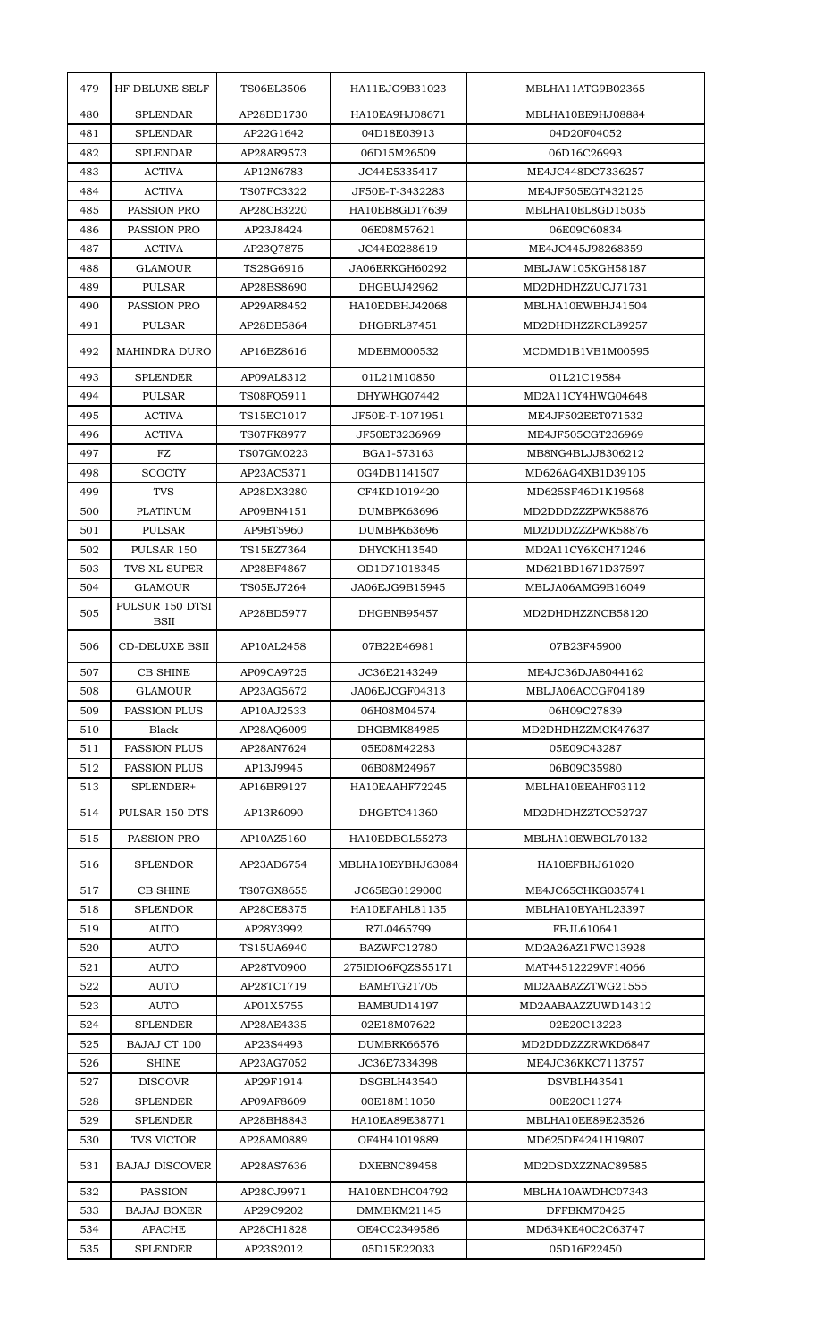| 479 | HF DELUXE SELF | TS06EL3506 | HA11EJG9B31023 | MBLHA11ATG9B02365 |
|---|---|---|---|---|
| 480 | SPLENDAR | AP28DD1730 | HA10EA9HJ08671 | MBLHA10EE9HJ08884 |
| 481 | SPLENDAR | AP22G1642 | 04D18E03913 | 04D20F04052 |
| 482 | SPLENDAR | AP28AR9573 | 06D15M26509 | 06D16C26993 |
| 483 | ACTIVA | AP12N6783 | JC44E5335417 | ME4JC448DC7336257 |
| 484 | ACTIVA | TS07FC3322 | JF50E-T-3432283 | ME4JF505EGT432125 |
| 485 | PASSION PRO | AP28CB3220 | HA10EB8GD17639 | MBLHA10EL8GD15035 |
| 486 | PASSION PRO | AP23J8424 | 06E08M57621 | 06E09C60834 |
| 487 | ACTIVA | AP23Q7875 | JC44E0288619 | ME4JC445J98268359 |
| 488 | GLAMOUR | TS28G6916 | JA06ERKGH60292 | MBLJAW105KGH58187 |
| 489 | PULSAR | AP28BS8690 | DHGBUJ42962 | MD2DHDHZZUCJ71731 |
| 490 | PASSION PRO | AP29AR8452 | HA10EDBHJ42068 | MBLHA10EWBHJ41504 |
| 491 | PULSAR | AP28DB5864 | DHGBRL87451 | MD2DHDHZZRCL89257 |
| 492 | MAHINDRA DURO | AP16BZ8616 | MDEBM000532 | MCDMD1B1VB1M00595 |
| 493 | SPLENDER | AP09AL8312 | 01L21M10850 | 01L21C19584 |
| 494 | PULSAR | TS08FQ5911 | DHYWHG07442 | MD2A11CY4HWG04648 |
| 495 | ACTIVA | TS15EC1017 | JF50E-T-1071951 | ME4JF502EET071532 |
| 496 | ACTIVA | TS07FK8977 | JF50ET3236969 | ME4JF505CGT236969 |
| 497 | FZ | TS07GM0223 | BGA1-573163 | MB8NG4BLJJ8306212 |
| 498 | SCOOTY | AP23AC5371 | 0G4DB1141507 | MD626AG4XB1D39105 |
| 499 | TVS | AP28DX3280 | CF4KD1019420 | MD625SF46D1K19568 |
| 500 | PLATINUM | AP09BN4151 | DUMBPK63696 | MD2DDDZZZPWK58876 |
| 501 | PULSAR | AP9BT5960 | DUMBPK63696 | MD2DDDZZZPWK58876 |
| 502 | PULSAR 150 | TS15EZ7364 | DHYCKH13540 | MD2A11CY6KCH71246 |
| 503 | TVS XL SUPER | AP28BF4867 | OD1D71018345 | MD621BD1671D37597 |
| 504 | GLAMOUR | TS05EJ7264 | JA06EJG9B15945 | MBLJA06AMG9B16049 |
| 505 | PULSUR 150 DTSI BSII | AP28BD5977 | DHGBNB95457 | MD2DHDHZZNCB58120 |
| 506 | CD-DELUXE BSII | AP10AL2458 | 07B22E46981 | 07B23F45900 |
| 507 | CB SHINE | AP09CA9725 | JC36E2143249 | ME4JC36DJA8044162 |
| 508 | GLAMOUR | AP23AG5672 | JA06EJCGF04313 | MBLJA06ACCGF04189 |
| 509 | PASSION PLUS | AP10AJ2533 | 06H08M04574 | 06H09C27839 |
| 510 | Black | AP28AQ6009 | DHGBMK84985 | MD2DHDHZZMCK47637 |
| 511 | PASSION PLUS | AP28AN7624 | 05E08M42283 | 05E09C43287 |
| 512 | PASSION PLUS | AP13J9945 | 06B08M24967 | 06B09C35980 |
| 513 | SPLENDER+ | AP16BR9127 | HA10EAAHF72245 | MBLHA10EEAHF03112 |
| 514 | PULSAR 150 DTS | AP13R6090 | DHGBTC41360 | MD2DHDHZZTCC52727 |
| 515 | PASSION PRO | AP10AZ5160 | HA10EDBGL55273 | MBLHA10EWBGL70132 |
| 516 | SPLENDOR | AP23AD6754 | MBLHA10EYBHJ63084 | HA10EFBHJ61020 |
| 517 | CB SHINE | TS07GX8655 | JC65EG0129000 | ME4JC65CHKG035741 |
| 518 | SPLENDOR | AP28CE8375 | HA10EFAHL81135 | MBLHA10EYAHL23397 |
| 519 | AUTO | AP28Y3992 | R7L0465799 | FBJL610641 |
| 520 | AUTO | TS15UA6940 | BAZWFC12780 | MD2A26AZ1FWC13928 |
| 521 | AUTO | AP28TV0900 | 275IDIO6FQZS55171 | MAT44512229VF14066 |
| 522 | AUTO | AP28TC1719 | BAMBTG21705 | MD2AABAZZTWG21555 |
| 523 | AUTO | AP01X5755 | BAMBUD14197 | MD2AABAAZZUWD14312 |
| 524 | SPLENDER | AP28AE4335 | 02E18M07622 | 02E20C13223 |
| 525 | BAJAJ CT 100 | AP23S4493 | DUMBRK66576 | MD2DDDZZZRWKD6847 |
| 526 | SHINE | AP23AG7052 | JC36E7334398 | ME4JC36KKC7113757 |
| 527 | DISCOVR | AP29F1914 | DSGBLH43540 | DSVBLH43541 |
| 528 | SPLENDER | AP09AF8609 | 00E18M11050 | 00E20C11274 |
| 529 | SPLENDER | AP28BH8843 | HA10EA89E38771 | MBLHA10EE89E23526 |
| 530 | TVS VICTOR | AP28AM0889 | OF4H41019889 | MD625DF4241H19807 |
| 531 | BAJAJ DISCOVER | AP28AS7636 | DXEBNC89458 | MD2DSDXZZNAC89585 |
| 532 | PASSION | AP28CJ9971 | HA10ENDHC04792 | MBLHA10AWDHC07343 |
| 533 | BAJAJ BOXER | AP29C9202 | DMMBKM21145 | DFFBKM70425 |
| 534 | APACHE | AP28CH1828 | OE4CC2349586 | MD634KE40C2C63747 |
| 535 | SPLENDER | AP23S2012 | 05D15E22033 | 05D16F22450 |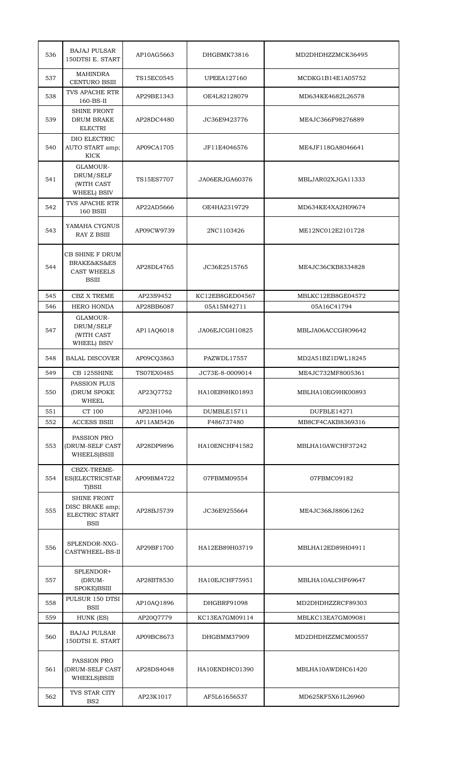| 536 | BAJAJ PULSAR 150DTSI E. START | AP10AG5663 | DHGBMK73816 | MD2DHDHZZMCK36495 |
|---|---|---|---|---|
| 537 | MAHINDRA CENTURO BSIII | TS15EC0545 | UPEEA127160 | MCDKG1B14E1A05752 |
| 538 | TVS APACHE RTR 160-BS-II | AP29BE1343 | OE4L82128079 | MD634KE4682L26578 |
| 539 | SHINE FRONT DRUM BRAKE ELECTRI | AP28DC4480 | JC36E9423776 | ME4JC366F98276889 |
| 540 | DIO ELECTRIC AUTO START amp; KICK | AP09CA1705 | JF11E4046576 | ME4JF118GA8046641 |
| 541 | GLAMOUR-DRUM/SELF (WITH CAST WHEEL) BSIV | TS15ES7707 | JA06ERJGA60376 | MBLJAR02XJGA11333 |
| 542 | TVS APACHE RTR 160 BSIII | AP22AD5666 | OE4HA2319729 | MD634KE4XA2H09674 |
| 543 | YAMAHA CYGNUS RAY Z BSIII | AP09CW9739 | 2NC1103426 | ME12NC012E2101728 |
| 544 | CB SHINE F DRUM BRAKE&KS&ES CAST WHEELS BSIII | AP28DL4765 | JC36E2515765 | ME4JC36CKB8334828 |
| 545 | CBZ X TREME | AP23S9452 | KC12EB8GED04567 | MBLKC12EB8GE04572 |
| 546 | HERO HONDA | AP28BB6087 | 05A15M42711 | 05A16C41794 |
| 547 | GLAMOUR-DRUM/SELF (WITH CAST WHEEL) BSIV | AP11AQ6018 | JA06EJCGH10825 | MBLJA06ACCGHO9642 |
| 548 | BALAL DISCOVER | AP09CQ3863 | PAZWDL17557 | MD2A51BZ1DWL18245 |
| 549 | CB 125SHINE | TS07EX0485 | JC73E-8-0009014 | ME4JC732MF8005361 |
| 550 | PASSION PLUS (DRUM SPOKE WHEEL | AP23Q7752 | HA10EB9HK01893 | MBLHA10EG9HK00893 |
| 551 | CT 100 | AP23H1046 | DUMBLE15711 | DUFBLE14271 |
| 552 | ACCESS BSIII | AP11AM5426 | F486737480 | MB8CF4CAKB8369316 |
| 553 | PASSION PRO (DRUM-SELF CAST WHEELS)BSIII | AP28DP9896 | HA10ENCHF41582 | MBLHA10AWCHF37242 |
| 554 | CBZX-TREME-ES(ELECTRICSTAR T)BSII | AP09BM4722 | 07FBMM09554 | 07FBMC09182 |
| 555 | SHINE FRONT DISC BRAKE amp; ELECTRIC START BSII | AP28BJ5739 | JC36E9255664 | ME4JC368J88061262 |
| 556 | SPLENDOR-NXG-CASTWHEEL-BS-II | AP29BF1700 | HA12EB89H03719 | MBLHA12ED89H04911 |
| 557 | SPLENDOR+ (DRUM-SPOKE)BSIII | AP28BT8530 | HA10EJCHF75951 | MBLHA10ALCHF69647 |
| 558 | PULSUR 150 DTSI BSII | AP10AQ1896 | DHGBRF91098 | MD2DHDHZZRCF89303 |
| 559 | HUNK (ES) | AP20Q7779 | KC13EA7GM09114 | MBLKC13EA7GM09081 |
| 560 | BAJAJ PULSAR 150DTSI E. START | AP09BC8673 | DHGBMM37909 | MD2DHDHZZMCM00557 |
| 561 | PASSION PRO (DRUM-SELF CAST WHEELS)BSIII | AP28DS4048 | HA10ENDHC01390 | MBLHA10AWDHC61420 |
| 562 | TVS STAR CITY BS2 | AP23K1017 | AF5L61656537 | MD625KF5X61L26960 |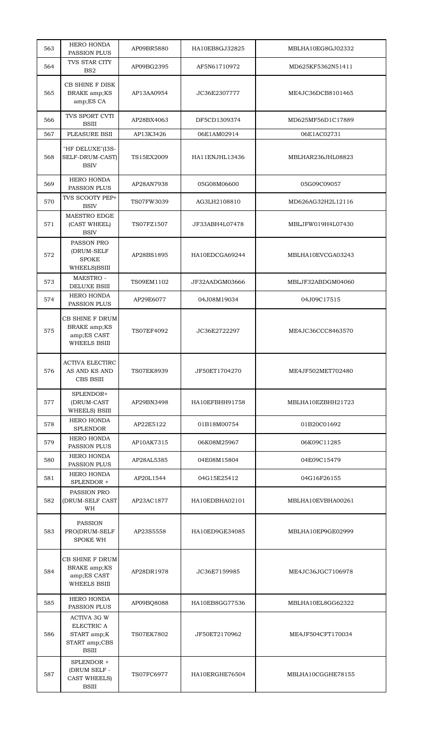| 563 | HERO HONDA PASSION PLUS | AP09BR5880 | HA10EB8GJ32825 | MBLHA10EG8GJ02332 |
|---|---|---|---|---|
| 564 | TVS STAR CITY BS2 | AP09BG2395 | AF5N61710972 | MD625KF5362N51411 |
| 565 | CB SHINE F DISK BRAKE amp;KS amp;ES CA | AP13AA0954 | JC36E2307777 | ME4JC36DCB8101465 |
| 566 | TVS SPORT CVTI BSIII | AP28BX4063 | DF5CD1309374 | MD625MF56D1C17889 |
| 567 | PLEASURE BSII | AP13K3426 | 06E1AM02914 | 06E1AC02731 |
| 568 | "HF DELUXE"(I3S-SELF-DRUM-CAST) BSIV | TS15EX2009 | HA11ENJHL13436 | MBLHAR236JHL08823 |
| 569 | HERO HONDA PASSION PLUS | AP28AN7938 | 05G08M06600 | 05G09C09057 |
| 570 | TVS SCOOTY PEP+ BSIV | TS07FW3039 | AG3LH2108810 | MD626AG32H2L12116 |
| 571 | MAESTRO EDGE (CAST WHEEL) BSIV | TS07FZ1507 | JF33ABH4L07478 | MBLJFW019H4L07430 |
| 572 | PASSON PRO (DRUM-SELF SPOKE WHEELS)BSIII | AP28BS1895 | HA10EDCGA69244 | MBLHA10EVCGA03243 |
| 573 | MAESTRO - DELUXE BSIII | TS09EM1102 | JF32AADGM03666 | MBLJF32ABDGM04060 |
| 574 | HERO HONDA PASSION PLUS | AP29E6077 | 04J08M19034 | 04J09C17515 |
| 575 | CB SHINE F DRUM BRAKE amp;KS amp;ES CAST WHEELS BSIII | TS07EF4092 | JC36E2722297 | ME4JC36CCC8463570 |
| 576 | ACTIVA ELECTIRC AS AND KS AND CBS BSIII | TS07EK8939 | JF50ET1704270 | ME4JF502MET702480 |
| 577 | SPLENDOR+ (DRUM-CAST WHEELS) BSIII | AP29BN3498 | HA10EFBHH91758 | MBLHA10EZBHH21723 |
| 578 | HERO HONDA SPLENDOR | AP22E5122 | 01B18M00754 | 01B20C01692 |
| 579 | HERO HONDA PASSION PLUS | AP10AK7315 | 06K08M25967 | 06K09C11285 |
| 580 | HERO HONDA PASSION PLUS | AP28AL5385 | 04E08M15804 | 04E09C15479 |
| 581 | HERO HONDA SPLENDOR + | AP20L1544 | 04G15E25412 | 04G16F26155 |
| 582 | PASSION PRO (DRUM-SELF CAST WH | AP23AC1877 | HA10EDBHA02101 | MBLHA10EVBHA00261 |
| 583 | PASSION PRO(DRUM-SELF SPOKE WH | AP23S5558 | HA10ED9GE34085 | MBLHA10EP9GE02999 |
| 584 | CB SHINE F DRUM BRAKE amp;KS amp;ES CAST WHEELS BSIII | AP28DR1978 | JC36E7159985 | ME4JC36JGC7106978 |
| 585 | HERO HONDA PASSION PLUS | AP09BQ8088 | HA10EB8GG77536 | MBLHA10EL8GG62322 |
| 586 | ACTIVA 3G W ELECTRIC A START amp;K START amp;CBS BSIII | TS07EK7802 | JF50ET2170962 | ME4JF504CFT170034 |
| 587 | SPLENDOR + (DRUM SELF - CAST WHEELS) BSIII | TS07FC6977 | HA10ERGHE76504 | MBLHA10CGGHE78155 |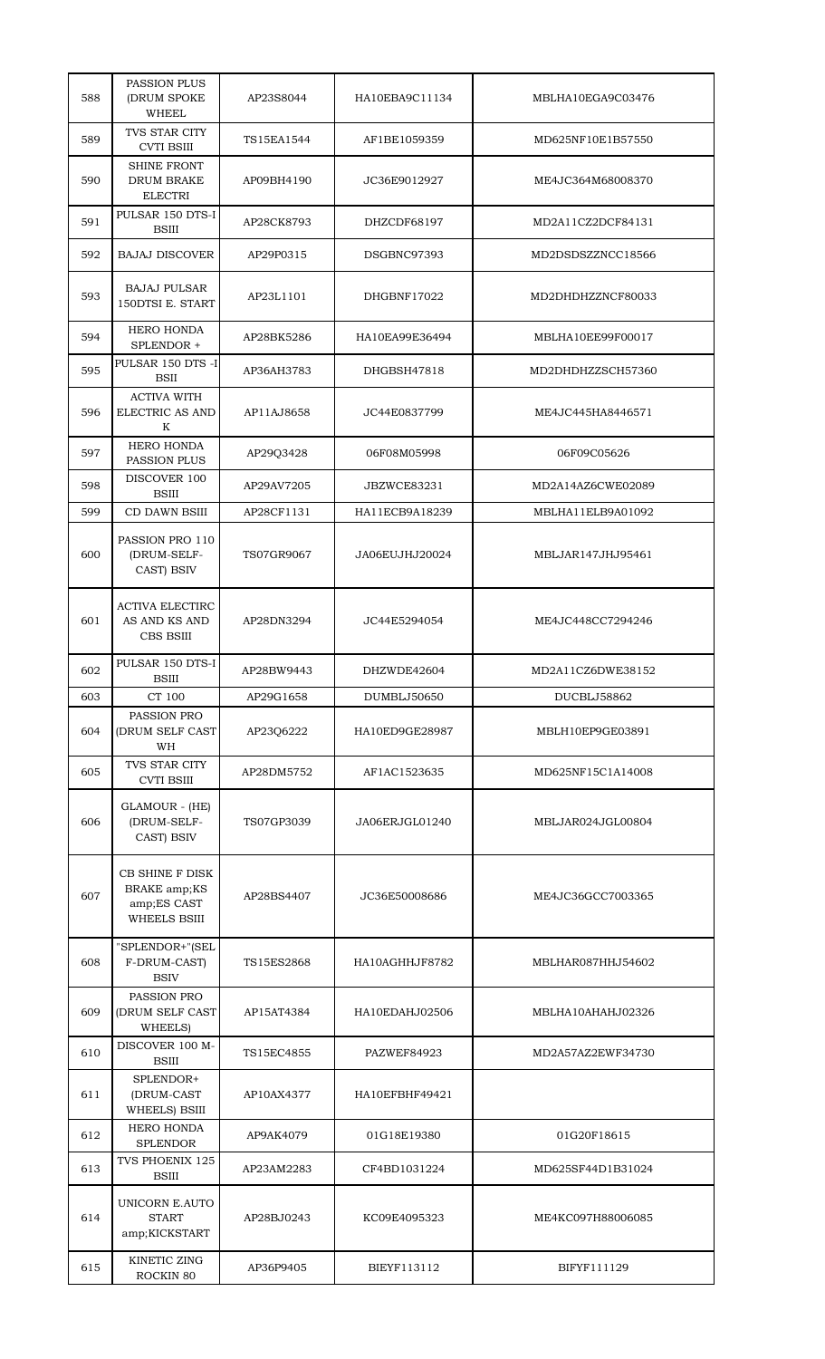| 588 | PASSION PLUS (DRUM SPOKE WHEEL | AP23S8044 | HA10EBA9C11134 | MBLHA10EGA9C03476 |
|---|---|---|---|---|
| 589 | TVS STAR CITY CVTI BSIII | TS15EA1544 | AF1BE1059359 | MD625NF10E1B57550 |
| 590 | SHINE FRONT DRUM BRAKE ELECTRI | AP09BH4190 | JC36E9012927 | ME4JC364M68008370 |
| 591 | PULSAR 150 DTS-I BSIII | AP28CK8793 | DHZCDF68197 | MD2A11CZ2DCF84131 |
| 592 | BAJAJ DISCOVER | AP29P0315 | DSGBNC97393 | MD2DSDSZZNCC18566 |
| 593 | BAJAJ PULSAR 150DTSI E. START | AP23L1101 | DHGBNF17022 | MD2DHDHZZNCF80033 |
| 594 | HERO HONDA SPLENDOR + | AP28BK5286 | HA10EA99E36494 | MBLHA10EE99F00017 |
| 595 | PULSAR 150 DTS -I BSII | AP36AH3783 | DHGBSH47818 | MD2DHDHZZSCH57360 |
| 596 | ACTIVA WITH ELECTRIC AS AND K | AP11AJ8658 | JC44E0837799 | ME4JC445HA8446571 |
| 597 | HERO HONDA PASSION PLUS | AP29Q3428 | 06F08M05998 | 06F09C05626 |
| 598 | DISCOVER 100 BSIII | AP29AV7205 | JBZWCE83231 | MD2A14AZ6CWE02089 |
| 599 | CD DAWN BSIII | AP28CF1131 | HA11ECB9A18239 | MBLHA11ELB9A01092 |
| 600 | PASSION PRO 110 (DRUM-SELF-CAST) BSIV | TS07GR9067 | JA06EUJHJ20024 | MBLJAR147JHJ95461 |
| 601 | ACTIVA ELECTIRC AS AND KS AND CBS BSIII | AP28DN3294 | JC44E5294054 | ME4JC448CC7294246 |
| 602 | PULSAR 150 DTS-I BSIII | AP28BW9443 | DHZWDE42604 | MD2A11CZ6DWE38152 |
| 603 | CT 100 | AP29G1658 | DUMBLJ50650 | DUCBLJ58862 |
| 604 | PASSION PRO (DRUM SELF CAST WH | AP23Q6222 | HA10ED9GE28987 | MBLH10EP9GE03891 |
| 605 | TVS STAR CITY CVTI BSIII | AP28DM5752 | AF1AC1523635 | MD625NF15C1A14008 |
| 606 | GLAMOUR - (HE) (DRUM-SELF-CAST) BSIV | TS07GP3039 | JA06ERJGL01240 | MBLJAR024JGL00804 |
| 607 | CB SHINE F DISK BRAKE amp;KS amp;ES CAST WHEELS BSIII | AP28BS4407 | JC36E50008686 | ME4JC36GCC7003365 |
| 608 | "SPLENDOR+"(SELF-DRUM-CAST) BSIV | TS15ES2868 | HA10AGHHJF8782 | MBLHAR087HHJ54602 |
| 609 | PASSION PRO (DRUM SELF CAST WHEELS) | AP15AT4384 | HA10EDAHJ02506 | MBLHA10AHAHJ02326 |
| 610 | DISCOVER 100 M-BSIII | TS15EC4855 | PAZWEF84923 | MD2A57AZ2EWF34730 |
| 611 | SPLENDOR+ (DRUM-CAST WHEELS) BSIII | AP10AX4377 | HA10EFBHF49421 | |
| 612 | HERO HONDA SPLENDOR | AP9AK4079 | 01G18E19380 | 01G20F18615 |
| 613 | TVS PHOENIX 125 BSIII | AP23AM2283 | CF4BD1031224 | MD625SF44D1B31024 |
| 614 | UNICORN E.AUTO START amp;KICKSTART | AP28BJ0243 | KC09E4095323 | ME4KC097H88006085 |
| 615 | KINETIC ZING ROCKIN 80 | AP36P9405 | BIEYF113112 | BIFYF111129 |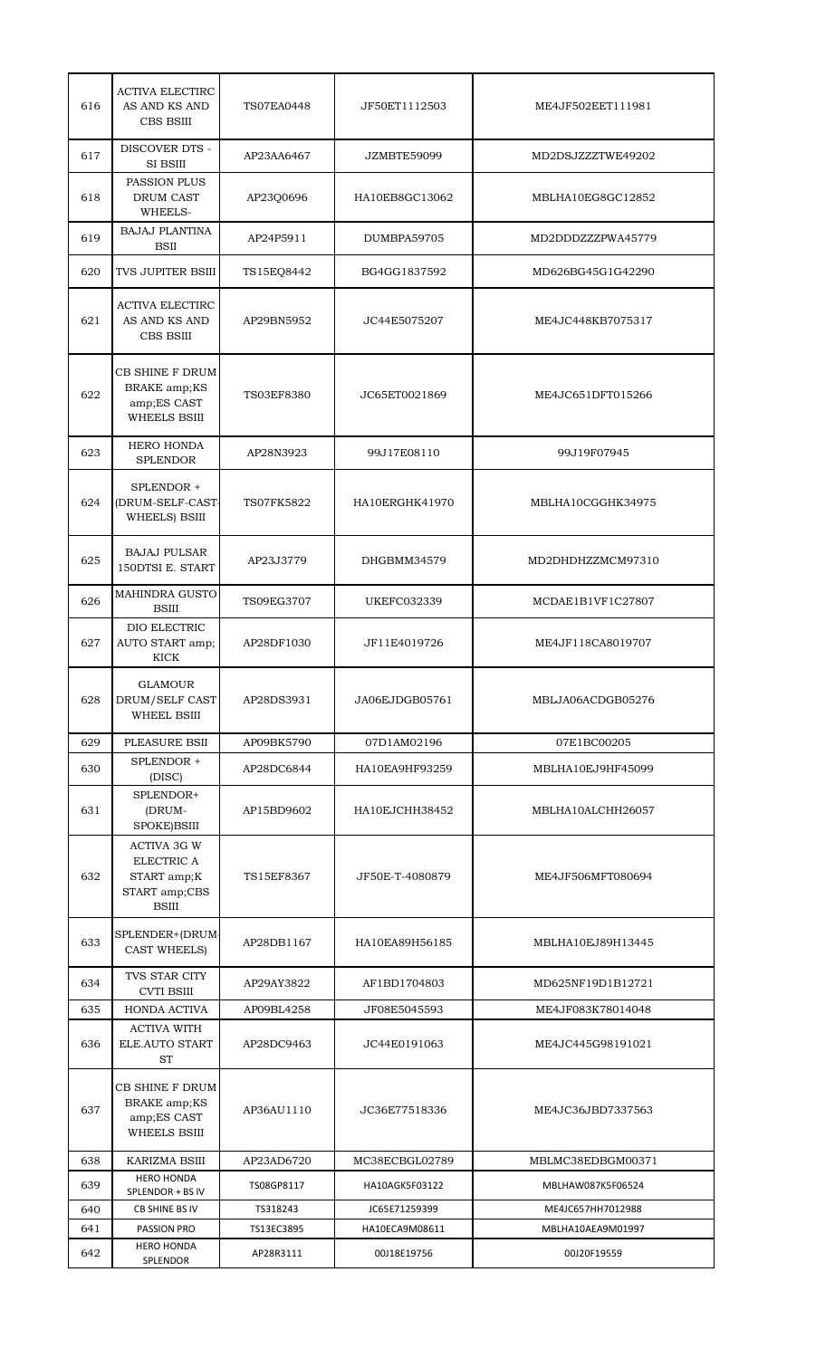| 616 | ACTIVA ELECTIRC AS AND KS AND CBS BSIII | TS07EA0448 | JF50ET1112503 | ME4JF502EET111981 |
|---|---|---|---|---|
| 617 | DISCOVER DTS - SI BSIII | AP23AA6467 | JZMBTE59099 | MD2DSJZZZTWE49202 |
| 618 | PASSION PLUS DRUM CAST WHEELS- | AP23Q0696 | HA10EB8GC13062 | MBLHA10EG8GC12852 |
| 619 | BAJAJ PLANTINA BSII | AP24P5911 | DUMBPA59705 | MD2DDDZZZPWA45779 |
| 620 | TVS JUPITER BSIII | TS15EQ8442 | BG4GG1837592 | MD626BG45G1G42290 |
| 621 | ACTIVA ELECTIRC AS AND KS AND CBS BSIII | AP29BN5952 | JC44E5075207 | ME4JC448KB7075317 |
| 622 | CB SHINE F DRUM BRAKE amp;KS amp;ES CAST WHEELS BSIII | TS03EF8380 | JC65ET0021869 | ME4JC651DFT015266 |
| 623 | HERO HONDA SPLENDOR | AP28N3923 | 99J17E08110 | 99J19F07945 |
| 624 | SPLENDOR + (DRUM-SELF-CAST-WHEELS) BSIII | TS07FK5822 | HA10ERGHK41970 | MBLHA10CGGHK34975 |
| 625 | BAJAJ PULSAR 150DTSI E. START | AP23J3779 | DHGBMM34579 | MD2DHDHZZMCM97310 |
| 626 | MAHINDRA GUSTO BSIII | TS09EG3707 | UKEFC032339 | MCDAE1B1VF1C27807 |
| 627 | DIO ELECTRIC AUTO START amp; KICK | AP28DF1030 | JF11E4019726 | ME4JF118CA8019707 |
| 628 | GLAMOUR DRUM/SELF CAST WHEEL BSIII | AP28DS3931 | JA06EJDGB05761 | MBLJA06ACDGB05276 |
| 629 | PLEASURE BSII | AP09BK5790 | 07D1AM02196 | 07E1BC00205 |
| 630 | SPLENDOR + (DISC) | AP28DC6844 | HA10EA9HF93259 | MBLHA10EJ9HF45099 |
| 631 | SPLENDOR+ (DRUM-SPOKE)BSIII | AP15BD9602 | HA10EJCHH38452 | MBLHA10ALCHH26057 |
| 632 | ACTIVA 3G W ELECTRIC A START amp;K START amp;CBS BSIII | TS15EF8367 | JF50E-T-4080879 | ME4JF506MFT080694 |
| 633 | SPLENDER+(DRUM-CAST WHEELS) | AP28DB1167 | HA10EA89H56185 | MBLHA10EJ89H13445 |
| 634 | TVS STAR CITY CVTI BSIII | AP29AY3822 | AF1BD1704803 | MD625NF19D1B12721 |
| 635 | HONDA ACTIVA | AP09BL4258 | JF08E5045593 | ME4JF083K78014048 |
| 636 | ACTIVA WITH ELE.AUTO START ST | AP28DC9463 | JC44E0191063 | ME4JC445G98191021 |
| 637 | CB SHINE F DRUM BRAKE amp;KS amp;ES CAST WHEELS BSIII | AP36AU1110 | JC36E77518336 | ME4JC36JBD7337563 |
| 638 | KARIZMA BSIII | AP23AD6720 | MC38ECBGL02789 | MBLMC38EDBGM00371 |
| 639 | HERO HONDA SPLENDOR + BS IV | TS08GP8117 | HA10AGK5F03122 | MBLHAW087K5F06524 |
| 640 | CB SHINE BS IV | TS318243 | JC65E71259399 | ME4JC657HH7012988 |
| 641 | PASSION PRO | TS13EC3895 | HA10ECA9M08611 | MBLHA10AEA9M01997 |
| 642 | HERO HONDA SPLENDOR | AP28R3111 | 00J18E19756 | 00J20F19559 |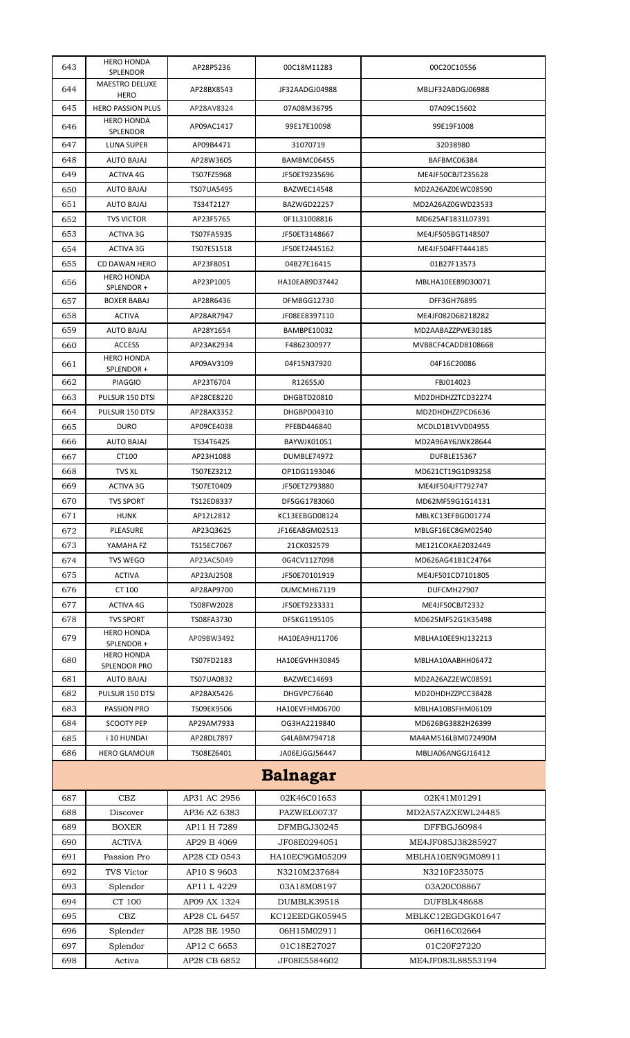| 643 | HERO HONDA SPLENDOR | AP28P5236 | 00C18M11283 | 00C20C10556 |
|---|---|---|---|---|
| 644 | MAESTRO DELUXE HERO | AP28BX8543 | JF32AADGJ04988 | MBLJF32ABDGJ06988 |
| 645 | HERO PASSION PLUS | AP28AV8324 | 07A08M36795 | 07A09C15602 |
| 646 | HERO HONDA SPLENDOR | AP09AC1417 | 99E17E10098 | 99E19F1008 |
| 647 | LUNA SUPER | AP09B4471 | 31070719 | 32038980 |
| 648 | AUTO BAJAJ | AP28W3605 | BAMBMC06455 | BAFBMC06384 |
| 649 | ACTIVA 4G | TS07FZ5968 | JF50ET9235696 | ME4JF50CBJT235628 |
| 650 | AUTO BAJAJ | TS07UA5495 | BAZWEC14548 | MD2A26AZ0EWC08590 |
| 651 | AUTO BAJAJ | TS34T2127 | BAZWGD22257 | MD2A26AZ0GWD23533 |
| 652 | TVS VICTOR | AP23F5765 | 0F1L31008816 | MD625AF1831L07391 |
| 653 | ACTIVA 3G | TS07FA5935 | JF50ET3148667 | ME4JF505BGT148507 |
| 654 | ACTIVA 3G | TS07ES1518 | JF50ET2445162 | ME4JF504FFT444185 |
| 655 | CD DAWAN HERO | AP23F8051 | 04B27E16415 | 01B27F13573 |
| 656 | HERO HONDA SPLENDOR + | AP23P1005 | HA10EA89D37442 | MBLHA10EE89D30071 |
| 657 | BOXER BABAJ | AP28R6436 | DFMBGG12730 | DFF3GH76895 |
| 658 | ACTIVA | AP28AR7947 | JF08EE8397110 | ME4JF082D68218282 |
| 659 | AUTO BAJAJ | AP28Y1654 | BAMBPE10032 | MD2AABAZZPWE30185 |
| 660 | ACCESS | AP23AK2934 | F4862300977 | MVB8CF4CADD8108668 |
| 661 | HERO HONDA SPLENDOR + | AP09AV3109 | 04F15N37920 | 04F16C20086 |
| 662 | PIAGGIO | AP23T6704 | R12655J0 | FBJ014023 |
| 663 | PULSUR 150 DTSI | AP28CE8220 | DHGBTD20810 | MD2DHDHZZTCD32274 |
| 664 | PULSUR 150 DTSI | AP28AX3352 | DHGBPD04310 | MD2DHDHZZPCD6636 |
| 665 | DURO | AP09CE4038 | PFEBD446840 | MCDLD1B1VVD04955 |
| 666 | AUTO BAJAJ | TS34T6425 | BAYWJK01051 | MD2A96AY6JWK28644 |
| 667 | CT100 | AP23H1088 | DUMBLE74972 | DUFBLE15367 |
| 668 | TVS XL | TS07EZ3212 | OP1DG1193046 | MD621CT19G1D93258 |
| 669 | ACTIVA 3G | TS07ET0409 | JF50ET2793880 | ME4JF504JFT792747 |
| 670 | TVS SPORT | TS12ED8337 | DF5GG1783060 | MD62MF59G1G14131 |
| 671 | HUNK | AP12L2812 | KC13EEBGD08124 | MBLKC13EFBGD01774 |
| 672 | PLEASURE | AP23Q3625 | JF16EA8GM02513 | MBLGF16EC8GM02540 |
| 673 | YAMAHA FZ | TS15EC7067 | 21CK032579 | ME121COKAE2032449 |
| 674 | TVS WEGO | AP23AC5049 | 0G4CV1127098 | MD626AG41B1C24764 |
| 675 | ACTIVA | AP23AJ2508 | JF50E70101919 | ME4JF501CD7101805 |
| 676 | CT 100 | AP28AP9700 | DUMCMH67119 | DUFCMH27907 |
| 677 | ACTIVA 4G | TS08FW2028 | JF50ET9233331 | ME4JF50CBJT2332 |
| 678 | TVS SPORT | TS08FA3730 | DF5KG1195105 | MD625MF52G1K35498 |
| 679 | HERO HONDA SPLENDOR + | AP09BW3492 | HA10EA9HJ11706 | MBLHA10EE9HJ132213 |
| 680 | HERO HONDA SPLENDOR PRO | TS07FD2183 | HA10EGVHH30845 | MBLHA10AABHH06472 |
| 681 | AUTO BAJAJ | TS07UA0832 | BAZWEC14693 | MD2A26AZ2EWC08591 |
| 682 | PULSUR 150 DTSI | AP28AX5426 | DHGVPC76640 | MD2DHDHZZPCC38428 |
| 683 | PASSION PRO | TS09EK9506 | HA10EVFHM06700 | MBLHA10BSFHM06109 |
| 684 | SCOOTY PEP | AP29AM7933 | OG3HA2219840 | MD626BG3882H26399 |
| 685 | i 10 HUNDAI | AP28DL7897 | G4LABM794718 | MA4AM516LBM072490M |
| 686 | HERO GLAMOUR | TS08EZ6401 | JA06EJGGJ56447 | MBLJA06ANGGJ16412 |

## Balnagar

| 687 | CBZ | AP31 AC 2956 | 02K46C01653 | 02K41M01291 |
|---|---|---|---|---|
| 688 | Discover | AP36 AZ 6383 | PAZWEL00737 | MD2A57AZXEWL24485 |
| 689 | BOXER | AP11 H 7289 | DFMBGJ30245 | DFFBGJ60984 |
| 690 | ACTIVA | AP29 B 4069 | JF08E0294051 | ME4JF085J38285927 |
| 691 | Passion Pro | AP28 CD 0543 | HA10EC9GM05209 | MBLHA10EN9GM08911 |
| 692 | TVS Victor | AP10 S 9603 | N3210M237684 | N3210F235075 |
| 693 | Splendor | AP11 L 4229 | 03A18M08197 | 03A20C08867 |
| 694 | CT 100 | AP09 AX 1324 | DUMBLK39518 | DUFBLK48688 |
| 695 | CBZ | AP28 CL 6457 | KC12EEDGK05945 | MBLKC12EGDGK01647 |
| 696 | Splender | AP28 BE 1950 | 06H15M02911 | 06H16C02664 |
| 697 | Splendor | AP12 C 6653 | 01C18E27027 | 01C20F27220 |
| 698 | Activa | AP28 CB 6852 | JF08E5584602 | ME4JF083L88553194 |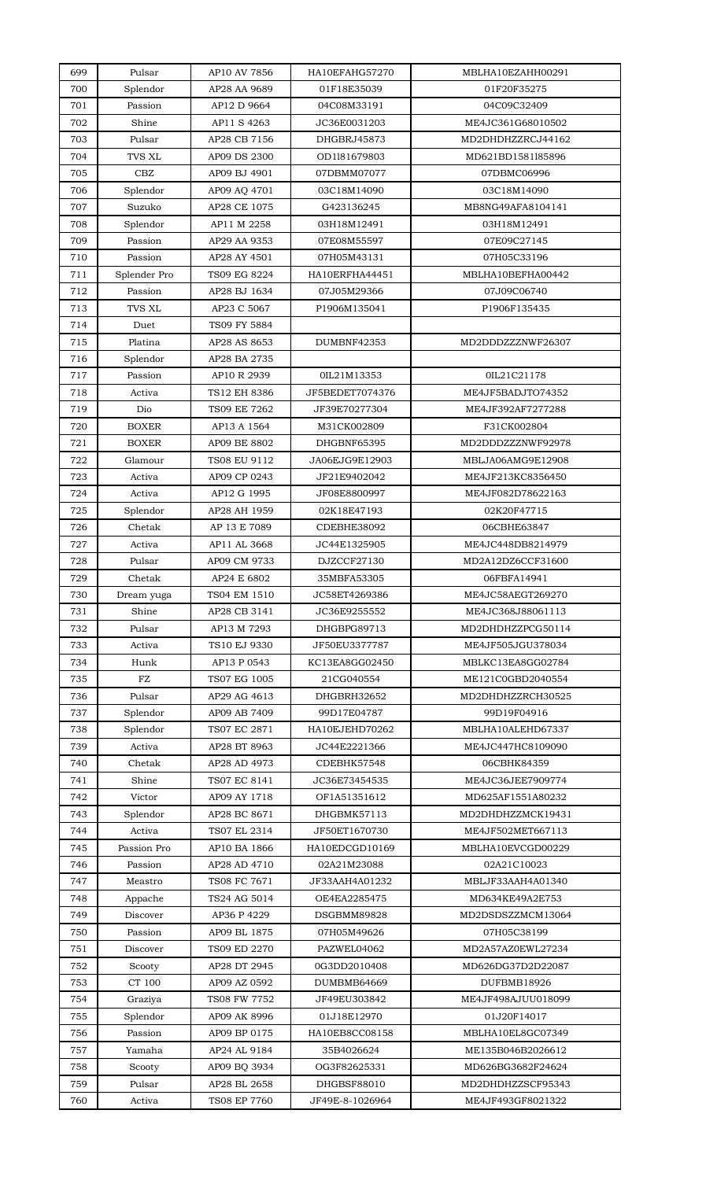| 699 | Pulsar | AP10 AV 7856 | HA10EFAHG57270 | MBLHA10EZAHH00291 |
|---|---|---|---|---|
| 700 | Splendor | AP28 AA 9689 | 01F18E35039 | 01F20F35275 |
| 701 | Passion | AP12 D 9664 | 04C08M33191 | 04C09C32409 |
| 702 | Shine | AP11 S 4263 | JC36E0031203 | ME4JC361G68010502 |
| 703 | Pulsar | AP28 CB 7156 | DHGBRJ45873 | MD2DHDHZZRCJ44162 |
| 704 | TVS XL | AP09 DS 2300 | OD1l81679803 | MD621BD1581l85896 |
| 705 | CBZ | AP09 BJ 4901 | 07DBMM07077 | 07DBMC06996 |
| 706 | Splendor | AP09 AQ 4701 | 03C18M14090 | 03C18M14090 |
| 707 | Suzuko | AP28 CE 1075 | G423136245 | MB8NG49AFA8104141 |
| 708 | Splendor | AP11 M 2258 | 03H18M12491 | 03H18M12491 |
| 709 | Passion | AP29 AA 9353 | 07E08M55597 | 07E09C27145 |
| 710 | Passion | AP28 AY 4501 | 07H05M43131 | 07H05C33196 |
| 711 | Splender Pro | TS09 EG 8224 | HA10ERFHA44451 | MBLHA10BEFHA00442 |
| 712 | Passion | AP28 BJ 1634 | 07J05M29366 | 07J09C06740 |
| 713 | TVS XL | AP23 C 5067 | P1906M135041 | P1906F135435 |
| 714 | Duet | TS09 FY 5884 | | |
| 715 | Platina | AP28 AS 8653 | DUMBNF42353 | MD2DDDZZZNWF26307 |
| 716 | Splendor | AP28 BA 2735 | | |
| 717 | Passion | AP10 R 2939 | 0IL21M13353 | 0IL21C21178 |
| 718 | Activa | TS12 EH 8386 | JF5BEDET7074376 | ME4JF5BADJTO74352 |
| 719 | Dio | TS09 EE 7262 | JF39E70277304 | ME4JF392AF7277288 |
| 720 | BOXER | AP13 A 1564 | M31CK002809 | F31CK002804 |
| 721 | BOXER | AP09 BE 8802 | DHGBNF65395 | MD2DDDZZZNWF92978 |
| 722 | Glamour | TS08 EU 9112 | JA06EJG9E12903 | MBLJA06AMG9E12908 |
| 723 | Activa | AP09 CP 0243 | JF21E9402042 | ME4JF213KC8356450 |
| 724 | Activa | AP12 G 1995 | JF08E8800997 | ME4JF082D78622163 |
| 725 | Splendor | AP28 AH 1959 | 02K18E47193 | 02K20F47715 |
| 726 | Chetak | AP 13 E 7089 | CDEBHE38092 | 06CBHE63847 |
| 727 | Activa | AP11 AL 3668 | JC44E1325905 | ME4JC448DB8214979 |
| 728 | Pulsar | AP09 CM 9733 | DJZCCF27130 | MD2A12DZ6CCF31600 |
| 729 | Chetak | AP24 E 6802 | 35MBFA53305 | 06FBFA14941 |
| 730 | Dream yuga | TS04 EM 1510 | JC58ET4269386 | ME4JC58AEGT269270 |
| 731 | Shine | AP28 CB 3141 | JC36E9255552 | ME4JC368J88061113 |
| 732 | Pulsar | AP13 M 7293 | DHGBPG89713 | MD2DHDHZZPCG50114 |
| 733 | Activa | TS10 EJ 9330 | JF50EU3377787 | ME4JF505JGU378034 |
| 734 | Hunk | AP13 P 0543 | KC13EA8GG02450 | MBLKC13EA8GG02784 |
| 735 | FZ | TS07 EG 1005 | 21CG040554 | ME121C0GBD2040554 |
| 736 | Pulsar | AP29 AG 4613 | DHGBRH32652 | MD2DHDHZZRCH30525 |
| 737 | Splendor | AP09 AB 7409 | 99D17E04787 | 99D19F04916 |
| 738 | Splendor | TS07 EC 2871 | HA10EJEHD70262 | MBLHA10ALEHD67337 |
| 739 | Activa | AP28 BT 8963 | JC44E2221366 | ME4JC447HC8109090 |
| 740 | Chetak | AP28 AD 4973 | CDEBHK57548 | 06CBHK84359 |
| 741 | Shine | TS07 EC 8141 | JC36E73454535 | ME4JC36JEE7909774 |
| 742 | Victor | AP09 AY 1718 | OF1A51351612 | MD625AF1551A80232 |
| 743 | Splendor | AP28 BC 8671 | DHGBMK57113 | MD2DHDHZZMCK19431 |
| 744 | Activa | TS07 EL 2314 | JF50ET1670730 | ME4JF502MET667113 |
| 745 | Passion Pro | AP10 BA 1866 | HA10EDCGD10169 | MBLHA10EVCGD00229 |
| 746 | Passion | AP28 AD 4710 | 02A21M23088 | 02A21C10023 |
| 747 | Meastro | TS08 FC 7671 | JF33AAH4A01232 | MBLJF33AAH4A01340 |
| 748 | Appache | TS24 AG 5014 | OE4EA2285475 | MD634KE49A2E753 |
| 749 | Discover | AP36 P 4229 | DSGBMM89828 | MD2DSDSZZMCM13064 |
| 750 | Passion | AP09 BL 1875 | 07H05M49626 | 07H05C38199 |
| 751 | Discover | TS09 ED 2270 | PAZWEL04062 | MD2A57AZ0EWL27234 |
| 752 | Scooty | AP28 DT 2945 | 0G3DD2010408 | MD626DG37D2D22087 |
| 753 | CT 100 | AP09 AZ 0592 | DUMBMB64669 | DUFBMB18926 |
| 754 | Graziya | TS08 FW 7752 | JF49EU303842 | ME4JF498AJUU018099 |
| 755 | Splendor | AP09 AK 8996 | 01J18E12970 | 01J20F14017 |
| 756 | Passion | AP09 BP 0175 | HA10EB8CC08158 | MBLHA10EL8GC07349 |
| 757 | Yamaha | AP24 AL 9184 | 35B4026624 | ME135B046B2026612 |
| 758 | Scooty | AP09 BQ 3934 | OG3F82625331 | MD626BG3682F24624 |
| 759 | Pulsar | AP28 BL 2658 | DHGBSF88010 | MD2DHDHZZSCF95343 |
| 760 | Activa | TS08 EP 7760 | JF49E-8-1026964 | ME4JF493GF8021322 |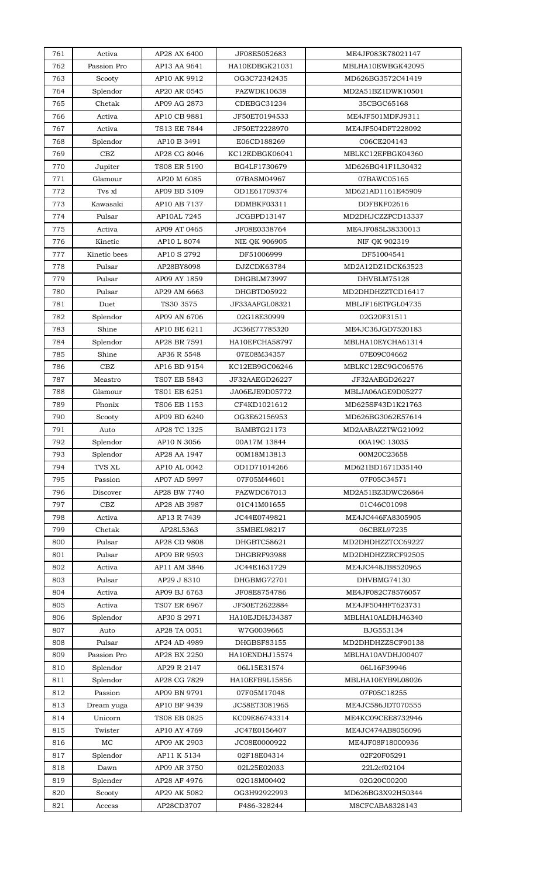| 761 | Activa | AP28 AX 6400 | JF08E5052683 | ME4JF083K78021147 |
|---|---|---|---|---|
| 762 | Passion Pro | AP13 AA 9641 | HA10EDBGK21031 | MBLHA10EWBGK42095 |
| 763 | Scooty | AP10 AK 9912 | OG3C72342435 | MD626BG3572C41419 |
| 764 | Splendor | AP20 AR 0545 | PAZWDK10638 | MD2A51BZ1DWK10501 |
| 765 | Chetak | AP09 AG 2873 | CDEBGC31234 | 35CBGC65168 |
| 766 | Activa | AP10 CB 9881 | JF50ET0194533 | ME4JF501MDFJ9311 |
| 767 | Activa | TS13 EE 7844 | JF50ET2228970 | ME4JF504DFT228092 |
| 768 | Splendor | AP10 B 3491 | E06CD188269 | C06CE204143 |
| 769 | CBZ | AP28 CG 8046 | KC12EDBGK06041 | MBLKC12EFBGK04360 |
| 770 | Jupiter | TS08 ER 5190 | BG4LF1730679 | MD626BG41F1L30432 |
| 771 | Glamour | AP20 M 6085 | 07BASM04967 | 07BAWC05165 |
| 772 | Tvs xl | AP09 BD 5109 | OD1E61709374 | MD621AD1161E45909 |
| 773 | Kawasaki | AP10 AB 7137 | DDMBKF03311 | DDFBKF02616 |
| 774 | Pulsar | AP10AL 7245 | JCGBPD13147 | MD2DHJCZZPCD13337 |
| 775 | Activa | AP09 AT 0465 | JF08E0338764 | ME4JF085L38330013 |
| 776 | Kinetic | AP10 L 8074 | NIE QK 906905 | NIF QK 902319 |
| 777 | Kinetic bees | AP10 S 2792 | DF51006999 | DF51004541 |
| 778 | Pulsar | AP28BY8098 | DJZCDK63784 | MD2A12DZ1DCK63523 |
| 779 | Pulsar | AP09 AY 1859 | DHGBLM73997 | DHVBLM75128 |
| 780 | Pulsar | AP29 AM 6663 | DHGBTD05922 | MD2DHDHZZTCD16417 |
| 781 | Duet | TS30 3575 | JF33AAFGL08321 | MBLJF16ETFGL04735 |
| 782 | Splendor | AP09 AN 6706 | 02G18E30999 | 02G20F31511 |
| 783 | Shine | AP10 BE 6211 | JC36E77785320 | ME4JC36JGD7520183 |
| 784 | Splendor | AP28 BR 7591 | HA10EFCHA58797 | MBLHA10EYCHA61314 |
| 785 | Shine | AP36 R 5548 | 07E08M34357 | 07E09C04662 |
| 786 | CBZ | AP16 BD 9154 | KC12EB9GC06246 | MBLKC12EC9GC06576 |
| 787 | Meastro | TS07 EB 5843 | JF32AAEGD26227 | JF32AAEGD26227 |
| 788 | Glamour | TS01 EB 6251 | JA06EJE9D05772 | MBLJA06AGE9D05277 |
| 789 | Phonix | TS06 EB 1153 | CF4KD1021612 | MD625SF43D1K21763 |
| 790 | Scooty | AP09 BD 6240 | OG3E62156953 | MD626BG3062E57614 |
| 791 | Auto | AP28 TC 1325 | BAMBTG21173 | MD2AABAZZTWG21092 |
| 792 | Splendor | AP10 N 3056 | 00A17M 13844 | 00A19C 13035 |
| 793 | Splendor | AP28 AA 1947 | 00M18M13813 | 00M20C23658 |
| 794 | TVS XL | AP10 AL 0042 | OD1D71014266 | MD621BD1671D35140 |
| 795 | Passion | AP07 AD 5997 | 07F05M44601 | 07F05C34571 |
| 796 | Discover | AP28 BW 7740 | PAZWDC67013 | MD2A51BZ3DWC26864 |
| 797 | CBZ | AP28 AB 3987 | 01C41M01655 | 01C46C01098 |
| 798 | Activa | AP13 R 7439 | JC44E0749821 | ME4JC446FA8305905 |
| 799 | Chetak | AP28L5363 | 35MBEL98217 | 06CBEL97235 |
| 800 | Pulsar | AP28 CD 9808 | DHGBTC58621 | MD2DHDHZZTCC69227 |
| 801 | Pulsar | AP09 BR 9593 | DHGBRF93988 | MD2DHDHZZRCF92505 |
| 802 | Activa | AP11 AM 3846 | JC44E1631729 | ME4JC448JB8520965 |
| 803 | Pulsar | AP29 J 8310 | DHGBMG72701 | DHVBMG74130 |
| 804 | Activa | AP09 BJ 6763 | JF08E8754786 | ME4JF082C78576057 |
| 805 | Activa | TS07 ER 6967 | JF50ET2622884 | ME4JF504HFT623731 |
| 806 | Splendor | AP30 S 2971 | HA10EJDHJ34387 | MBLHA10ALDHJ46340 |
| 807 | Auto | AP28 TA 0051 | W7G0039665 | BJG553134 |
| 808 | Pulsar | AP24 AD 4989 | DHGBSF83155 | MD2DHDHZZSCF90138 |
| 809 | Passion Pro | AP28 BX 2250 | HA10ENDHJ15574 | MBLHA10AVDHJ00407 |
| 810 | Splendor | AP29 R 2147 | 06L15E31574 | 06L16F39946 |
| 811 | Splendor | AP28 CG 7829 | HA10EFB9L15856 | MBLHA10EYB9L08026 |
| 812 | Passion | AP09 BN 9791 | 07F05M17048 | 07F05C18255 |
| 813 | Dream yuga | AP10 BF 9439 | JC58ET3081965 | ME4JC586JDT070555 |
| 814 | Unicorn | TS08 EB 0825 | KC09E86743314 | ME4KC09CEE8732946 |
| 815 | Twister | AP10 AY 4769 | JC47E0156407 | ME4JC474AB8056096 |
| 816 | MC | AP09 AK 2903 | JC08E0000922 | ME4JF08F18000936 |
| 817 | Splendor | AP11 K 5134 | 02F18E04314 | 02F20F05291 |
| 818 | Dawn | AP09 AR 3750 | 02L25E02033 | 22L2cf02104 |
| 819 | Splender | AP28 AF 4976 | 02G18M00402 | 02G20C00200 |
| 820 | Scooty | AP29 AK 5082 | OG3H92922993 | MD626BG3X92H50344 |
| 821 | Access | AP28CD3707 | F486-328244 | M8CFCABA8328143 |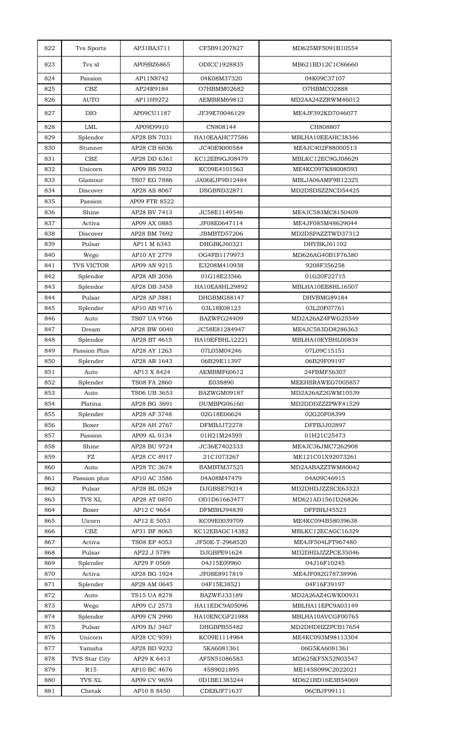| 822 | Tvs Sports | AP31BA3711 | CF5B91207827 | MD625MF5091B10554 |
|---|---|---|---|---|
| 823 | Tvs xl | AP09BZ6865 | ODICC1928835 | MB621BD12C1C86660 |
| 824 | Passion | AP11N8742 | 04K08M37320 | 04K09C37107 |
| 825 | CBZ | AP24R9184 | O7HBMM02682 | O7HBMCO2888 |
| 826 | AUTO | AP11H9272 | AEMBRM69812 | MD2AA24ZZRWM46012 |
| 827 | DIO | AP09CU1187 | JF39E70046129 | ME4JF392KD7046077 |
| 828 | LML | AP09D9910 | CN808144 | CH808807 |
| 829 | Splendor | AP28 BN 7031 | HA10EAAHC77586 | MBLHA10EEAHC38346 |
| 830 | Stunner | AP28 CB 6036 | JC40E9000584 | ME4JC402F88000513 |
| 831 | CBZ | AP28 DD 6361 | KC12EB9GJ08479 | MBLKC12EC9GJ08629 |
| 832 | Unicorn | AP09 BS 5932 | KC09E4101563 | ME4KC097K88008593 |
| 833 | Glamour | TS07 EG 7886 | JA06EJF9B12484 | MBLJA06AMF9B12325 |
| 834 | Discover | AP28 AS 8067 | DSGBND32871 | MD2DSDSZZNCD54425 |
| 835 | Passion | AP09 FTR 8522 | | |
| 836 | Shine | AP28 BV 7413 | JC58E1149546 | ME4JC583MC8150409 |
| 837 | Activa | AP09 AX 0885 | JF08E0647114 | ME4JF085M48629044 |
| 838 | Discover | AP28 BM 7692 | JBMBTD57206 | MD2DSPAZZTWD37312 |
| 839 | Pulsar | AP11 M 6343 | DHGBKJ60321 | DHVBKJ61102 |
| 840 | Wego | AP10 AY 2779 | OG4FB1179973 | MD626AG40B1F76380 |
| 841 | TVS VICTOR | AP09 AN 9215 | E3208M410938 | 9208F356258 |
| 842 | Splendor | AP28 AB 2056 | 01G18E23566 | 01G20F22715 |
| 843 | Splendor | AP28 DB 3458 | HA10EA8HL29892 | MBLHA10EE8HL16507 |
| 844 | Pulsar | AP28 AP 3881 | DHGBMG88147 | DHVBMG89184 |
| 845 | Splender | AP10 AB 9716 | 03L18E08123 | 03L20F07761 |
| 846 | Auto | TS07 UA 9766 | BAZWFG24409 | MD2A26AZ4FWG25549 |
| 847 | Dream | AP28 BW 0040 | JC58E81284947 | ME4JC583DD8286363 |
| 848 | Splendor | AP28 BT 4615 | HA10EFBHL12221 | MBLHA10EYBHL00834 |
| 849 | Passion Plus | AP28 AY 1263 | 07L05M04246 | 07L09C15151 |
| 850 | Splender | AP28 AR 1643 | 06B29E11397 | 06B29F09197 |
| 851 | Auto | AP13 X 8424 | AEMBMF60612 | 24FBMF56307 |
| 852 | Splender | TS08 FA 2860 | E038890 | MEEHSRAWEG7005857 |
| 853 | Auto | TS06 UB 3653 | BAZWGM09187 | MD2A26AZ2GWM10539 |
| 854 | Platina | AP28 BG 3691 | DUMBPG06160 | MD2DDDZZZPWF41529 |
| 855 | Splender | AP28 AF 3748 | 02G18E06624 | 02G20F08399 |
| 856 | Boxer | AP28 AH 2767 | DFMBJJ72278 | DFFBJJ02897 |
| 857 | Passion | AP09 AL 0134 | 01H21M24595 | 01H21C25473 |
| 858 | Shine | AP28 BU 9724 | JC36E7402333 | ME4JC36JMC7262908 |
| 859 | FZ | AP28 CC 8917 | 21C1073267 | ME121C01X92073261 |
| 860 | Auto | AP28 TC 3674 | BAMBTM37525 | MD2AABAZZTWM80042 |
| 861 | Passion plus | AP10 AC 3586 | 04A08M47479 | 04A09C46915 |
| 862 | Pulsar | AP28 BL 0524 | DJGBSE79214 | MD2DHDJZZSCE63323 |
| 863 | TVS XL | AP28 AT 0870 | OD1D61663477 | MD621AD1561D26826 |
| 864 | Boxer | AP12 C 9654 | DFMBHJ94839 | DFFBHJ45523 |
| 865 | Uicorn | AP12 E 5053 | KC09E0039709 | ME4KC094B58039638 |
| 866 | CBZ | AP31 BF 8063 | KC12EBAGC14382 | MBLKC12ECAGC16329 |
| 867 | Activa | TS08 EP 4053 | JF50E-T-2968520 | ME4JF504LFT967480 |
| 868 | Pulsar | AP22 J 5789 | DJGBPE91624 | MD2DHDJZZPCE35046 |
| 869 | Splender | AP29 F 0569 | 04J15E09960 | 04J16F10245 |
| 870 | Activa | AP28 BG 1924 | JF08E8917819 | ME4JF082G78738996 |
| 871 | Splender | AP28 AM 0645 | 04F15E38521 | 04F16F39197 |
| 872 | Auto | TS15 UA 8278 | BAZWFJ33189 | MD2A26AZ4GWK00931 |
| 873 | Wego | AP09 CJ 2573 | HA11EDC9A05096 | MBLHA11EPC9A03149 |
| 874 | Splendor | AP09 CN 2990 | HA10ENCGF21988 | MBLHA10AVCGF00765 |
| 875 | Pulsar | AP09 BJ 3467 | DHGBPB55482 | MD2DHDHZZPCB17654 |
| 876 | Unicorn | AP28 CC 9591 | KC09E1114964 | ME4KC093M98113304 |
| 877 | Yamaha | AP28 BD 9232 | 5KA6081361 | 06G5KA6081361 |
| 878 | TVS Star City | AP29 K 6413 | AF5N51086583 | MD625KF5X52N03547 |
| 879 | R15 | AP10 BC 4676 | 45S9021895 | ME145S099C2022021 |
| 880 | TVS XL | AP09 CV 9659 | 0D1BE1383244 | MD621BD16E3B54069 |
| 881 | Chetak | AP10 S 8450 | CDEBJF71637 | 06CBJF99111 |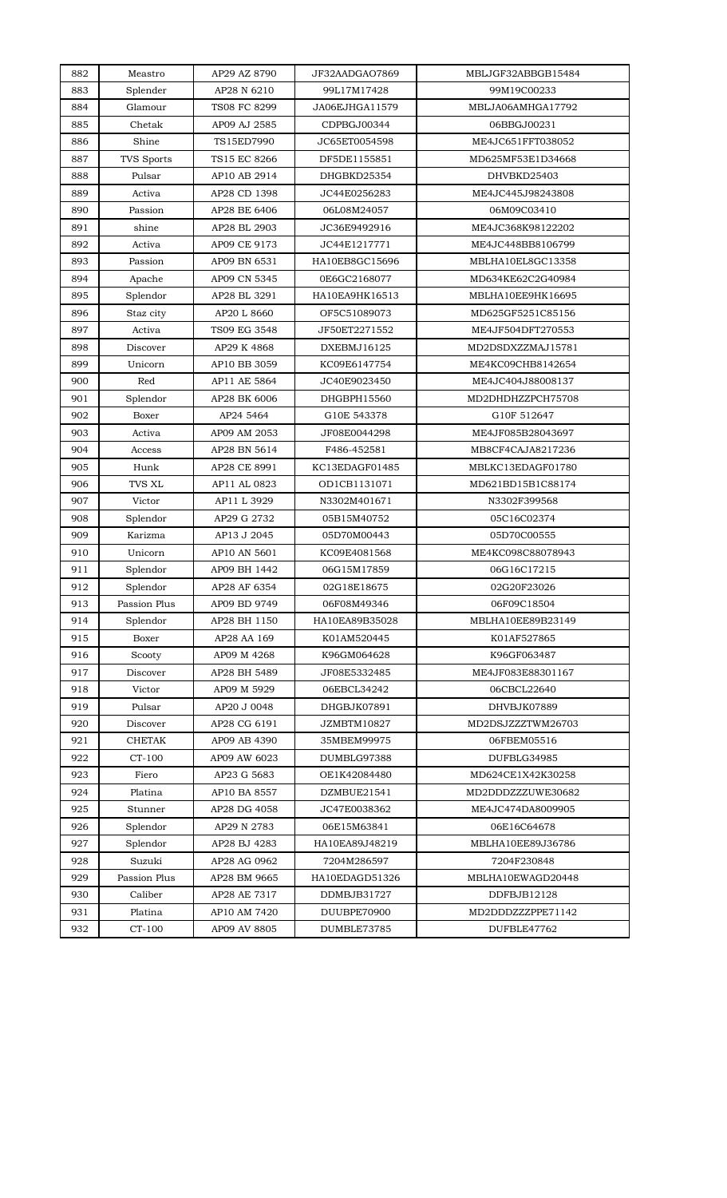| | | | | |
|---|---|---|---|---|
| 882 | Meastro | AP29 AZ 8790 | JF32AADGAO7869 | MBLJGF32ABBGB15484 |
| 883 | Splender | AP28 N 6210 | 99L17M17428 | 99M19C00233 |
| 884 | Glamour | TS08 FC 8299 | JA06EJHGA11579 | MBLJA06AMHGA17792 |
| 885 | Chetak | AP09 AJ 2585 | CDPBGJ00344 | 06BBGJ00231 |
| 886 | Shine | TS15ED7990 | JC65ET0054598 | ME4JC651FFT038052 |
| 887 | TVS Sports | TS15 EC 8266 | DF5DE1155851 | MD625MF53E1D34668 |
| 888 | Pulsar | AP10 AB 2914 | DHGBKD25354 | DHVBKD25403 |
| 889 | Activa | AP28 CD 1398 | JC44E0256283 | ME4JC445J98243808 |
| 890 | Passion | AP28 BE 6406 | 06L08M24057 | 06M09C03410 |
| 891 | shine | AP28 BL 2903 | JC36E9492916 | ME4JC368K98122202 |
| 892 | Activa | AP09 CE 9173 | JC44E1217771 | ME4JC448BB8106799 |
| 893 | Passion | AP09 BN 6531 | HA10EB8GC15696 | MBLHA10EL8GC13358 |
| 894 | Apache | AP09 CN 5345 | 0E6GC2168077 | MD634KE62C2G40984 |
| 895 | Splendor | AP28 BL 3291 | HA10EA9HK16513 | MBLHA10EE9HK16695 |
| 896 | Staz city | AP20 L 8660 | OF5C51089073 | MD625GF5251C85156 |
| 897 | Activa | TS09 EG 3548 | JF50ET2271552 | ME4JF504DFT270553 |
| 898 | Discover | AP29 K 4868 | DXEBMJ16125 | MD2DSDXZZMAJ15781 |
| 899 | Unicorn | AP10 BB 3059 | KC09E6147754 | ME4KC09CHB8142654 |
| 900 | Red | AP11 AE 5864 | JC40E9023450 | ME4JC404J88008137 |
| 901 | Splendor | AP28 BK 6006 | DHGBPH15560 | MD2DHDHZZPCH75708 |
| 902 | Boxer | AP24 5464 | G10E 543378 | G10F 512647 |
| 903 | Activa | AP09 AM 2053 | JF08E0044298 | ME4JF085B28043697 |
| 904 | Access | AP28 BN 5614 | F486-452581 | MB8CF4CAJA8217236 |
| 905 | Hunk | AP28 CE 8991 | KC13EDAGF01485 | MBLKC13EDAGF01780 |
| 906 | TVS XL | AP11 AL 0823 | OD1CB1131071 | MD621BD15B1C88174 |
| 907 | Victor | AP11 L 3929 | N3302M401671 | N3302F399568 |
| 908 | Splendor | AP29 G 2732 | 05B15M40752 | 05C16C02374 |
| 909 | Karizma | AP13 J 2045 | 05D70M00443 | 05D70C00555 |
| 910 | Unicorn | AP10 AN 5601 | KC09E4081568 | ME4KC098C88078943 |
| 911 | Splendor | AP09 BH 1442 | 06G15M17859 | 06G16C17215 |
| 912 | Splendor | AP28 AF 6354 | 02G18E18675 | 02G20F23026 |
| 913 | Passion Plus | AP09 BD 9749 | 06F08M49346 | 06F09C18504 |
| 914 | Splendor | AP28 BH 1150 | HA10EA89B35028 | MBLHA10EE89B23149 |
| 915 | Boxer | AP28 AA 169 | K01AM520445 | K01AF527865 |
| 916 | Scooty | AP09 M 4268 | K96GM064628 | K96GF063487 |
| 917 | Discover | AP28 BH 5489 | JF08E5332485 | ME4JF083E88301167 |
| 918 | Victor | AP09 M 5929 | 06EBCL34242 | 06CBCL22640 |
| 919 | Pulsar | AP20 J 0048 | DHGBJK07891 | DHVBJK07889 |
| 920 | Discover | AP28 CG 6191 | JZMBTM10827 | MD2DSJZZZTWM26703 |
| 921 | CHETAK | AP09 AB 4390 | 35MBEM99975 | 06FBEM05516 |
| 922 | CT-100 | AP09 AW 6023 | DUMBLG97388 | DUFBLG34985 |
| 923 | Fiero | AP23 G 5683 | OE1K42084480 | MD624CE1X42K30258 |
| 924 | Platina | AP10 BA 8557 | DZMBUE21541 | MD2DDDZZZUWE30682 |
| 925 | Stunner | AP28 DG 4058 | JC47E0038362 | ME4JC474DA8009905 |
| 926 | Splendor | AP29 N 2783 | 06E15M63841 | 06E16C64678 |
| 927 | Splendor | AP28 BJ 4283 | HA10EA89J48219 | MBLHA10EE89J36786 |
| 928 | Suzuki | AP28 AG 0962 | 7204M286597 | 7204F230848 |
| 929 | Passion Plus | AP28 BM 9665 | HA10EDAGD51326 | MBLHA10EWAGD20448 |
| 930 | Caliber | AP28 AE 7317 | DDMBJB31727 | DDFBJB12128 |
| 931 | Platina | AP10 AM 7420 | DUUBPE70900 | MD2DDDZZZPPE71142 |
| 932 | CT-100 | AP09 AV 8805 | DUMBLE73785 | DUFBLE47762 |